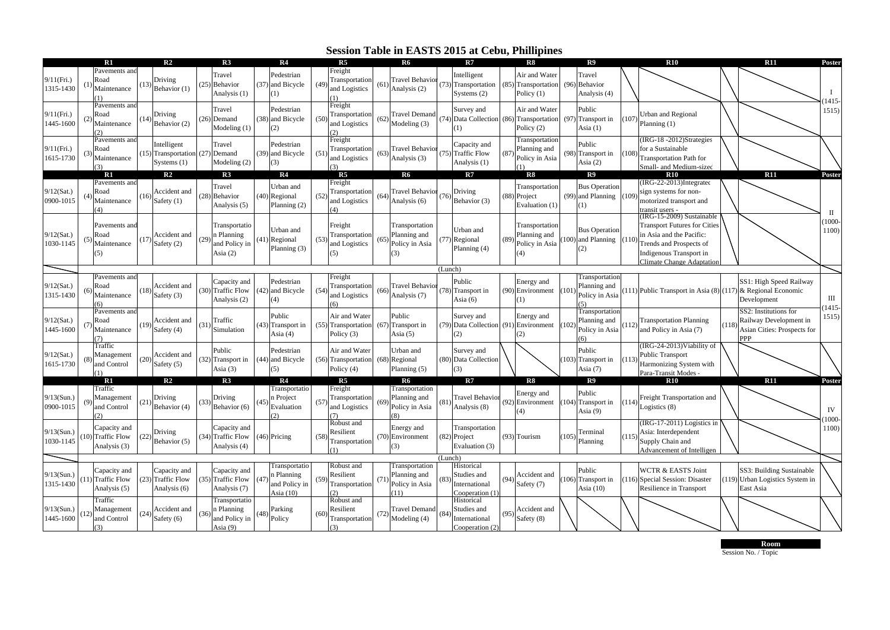# Session Table in EASTS 2015 at Cebu, Phillipines

| | R1 | R2 | R3 | R4 | R5 | R6 | R7 | R8 | R9 | R10 | R11 | Poster |
|---|---|---|---|---|---|---|---|---|---|---|---|---|
| 9/11(Fri.) 1315-1430 | (1) Pavements and Road Maintenance (1) | (13) Driving Behavior (1) | (25) Travel Behavior Analysis (1) | (37) Pedestrian and Bicycle (1) | (49) Freight Transportation and Logistics (1) | (61) Travel Behavior Analysis (2) | (73) Intelligent Transportation Systems (2) | (85) Air and Water Transportation Policy (1) | (96) Travel Behavior Analysis (4) | | | I (1415-1515) |
| 9/11(Fri.) 1445-1600 | (2) Pavements and Road Maintenance (2) | (14) Driving Behavior (2) | (26) Travel Demand Modeling (1) | (38) Pedestrian and Bicycle (2) | (50) Freight Transportation and Logistics (2) | (62) Travel Demand Modeling (3) | (74) Survey and Data Collection (1) | (86) Air and Water Transportation Policy (2) | (97) Public Transport in Asia (1) | (107) Urban and Regional Planning (1) | | |
| 9/11(Fri.) 1615-1730 | (3) Pavements and Road Maintenance (3) | (15) Intelligent Transportation Systems (1) | (27) Travel Demand Modeling (2) | (39) Pedestrian and Bicycle (3) | (51) Freight Transportation and Logistics (3) | (63) Travel Behavior Analysis (3) | (75) Capacity and Traffic Flow Analysis (1) | (87) Transportation Planning and Policy in Asia (1) | (98) Public Transport in Asia (2) | (108) (IRG-18 -2012)Strategies for a Sustainable Transportation Path for Small- and Medium-sized | | |
| | **R1** | **R2** | **R3** | **R4** | **R5** | **R6** | **R7** | **R8** | **R9** | **R10** | **R11** | **Poster** |
| 9/12(Sat.) 0900-1015 | (4) Pavements and Road Maintenance (4) | (16) Accident and Safety (1) | (28) Travel Behavior Analysis (5) | (40) Urban and Regional Planning (2) | (52) Freight Transportation and Logistics (4) | (64) Travel Behavior Analysis (6) | (76) Driving Behavior (3) | (88) Transportation Project Evaluation (1) | (99) Bus Operation and Planning (1) | (109) (IRG-22-2013)Integrated sign systems for non-motorized transport and transit users - | | II (1000-1100) |
| 9/12(Sat.) 1030-1145 | (5) Pavements and Road Maintenance (5) | (17) Accident and Safety (2) | (29) Transportation Planning and Policy in Asia (2) | (41) Urban and Regional Planning (3) | (53) Freight Transportation and Logistics (5) | (65) Transportation Planning and Policy in Asia (3) | (77) Urban and Regional Planning (4) | (89) Transportation Planning and Policy in Asia (4) | (100) Bus Operation and Planning (2) | (110) (IRG-15-2009) Sustainable Transport Futures for Cities in Asia and the Pacific: Trends and Prospects of Indigenous Transport in Climate Change Adaptation | | |
| | | | | | | | (Lunch) | | | | | |
| 9/12(Sat.) 1315-1430 | (6) Pavements and Road Maintenance (6) | (18) Accident and Safety (3) | (30) Capacity and Traffic Flow Analysis (2) | (42) Pedestrian and Bicycle (4) | (54) Freight Transportation and Logistics (6) | (66) Travel Behavior Analysis (7) | (78) Public Transport in Asia (6) | (90) Energy and Environment (1) | (101) Transportation Planning and Policy in Asia (5) | (111) Public Transport in Asia (8) | (117) SS1: High Speed Railway & Regional Economic Development | III (1415-1515) |
| 9/12(Sat.) 1445-1600 | (7) Pavements and Road Maintenance (7) | (19) Accident and Safety (4) | (31) Traffic Simulation | (43) Public Transport in Asia (4) | (55) Air and Water Transportation Policy (3) | (67) Public Transport in Asia (5) | (79) Survey and Data Collection (2) | (91) Energy and Environment (2) | (102) Transportation Planning and Policy in Asia (6) | (112) Transportation Planning and Policy in Asia (7) | (118) SS2: Institutions for Railway Development in Asian Cities: Prospects for PPP | |
| 9/12(Sat.) 1615-1730 | (8) Traffic Management and Control (1) | (20) Accident and Safety (5) | (32) Public Transport in Asia (3) | (44) Pedestrian and Bicycle (5) | (56) Air and Water Transportation Policy (4) | (68) Urban and Regional Planning (5) | (80) Survey and Data Collection (3) | | (103) Public Transport in Asia (7) | (113) (IRG-24-2013)Viability of Public Transport Harmonizing System with Para-Transit Modes - | | |
| | **R1** | **R2** | **R3** | **R4** | **R5** | **R6** | **R7** | **R8** | **R9** | **R10** | **R11** | **Poster** |
| 9/13(Sun.) 0900-1015 | (9) Traffic Management and Control (2) | (21) Driving Behavior (4) | (33) Driving Behavior (6) | (45) Transportation Project Evaluation (2) | (57) Freight Transportation and Logistics (7) | (69) Transportation Planning and Policy in Asia (8) | (81) Travel Behavior Analysis (8) | (92) Energy and Environment (4) | (104) Public Transport in Asia (9) | (114) Freight Transportation and Logistics (8) | | IV (1000-1100) |
| 9/13(Sun.) 1030-1145 | (10) Capacity and Traffic Flow Analysis (3) | (22) Driving Behavior (5) | (34) Capacity and Traffic Flow Analysis (4) | (46) Pricing | (58) Robust and Resilient Transportation (1) | (70) Energy and Environment (3) | (82) Transportation Project Evaluation (3) | (93) Tourism | (105) Terminal Planning | (115) (IRG-17-2011) Logistics in Asia: Interdependent Supply Chain and Advancement of Intelligen | | |
| | | | | | | | (Lunch) | | | | | |
| 9/13(Sun.) 1315-1430 | (11) Capacity and Traffic Flow Analysis (5) | (23) Capacity and Traffic Flow Analysis (6) | (35) Capacity and Traffic Flow Analysis (7) | (47) Transportation Planning and Policy in Asia (10) | (59) Robust and Resilient Transportation (2) | (71) Transportation Planning and Policy in Asia (11) | (83) Historical Studies and International Cooperation (1) | (94) Accident and Safety (7) | (106) Public Transport in Asia (10) | (116) WCTR & EASTS Joint Special Session: Disaster Resilience in Transport | (119) SS3: Building Sustainable Urban Logistics System in East Asia | |
| 9/13(Sun.) 1445-1600 | (12) Traffic Management and Control (3) | (24) Accident and Safety (6) | (36) Transportation Planning and Policy in Asia (9) | (48) Parking Policy | (60) Robust and Resilient Transportation (3) | (72) Travel Demand Modeling (4) | (84) Historical Studies and International Cooperation (2) | (95) Accident and Safety (8) | | | | |

| Room |
|---|
| Session No. / Topic |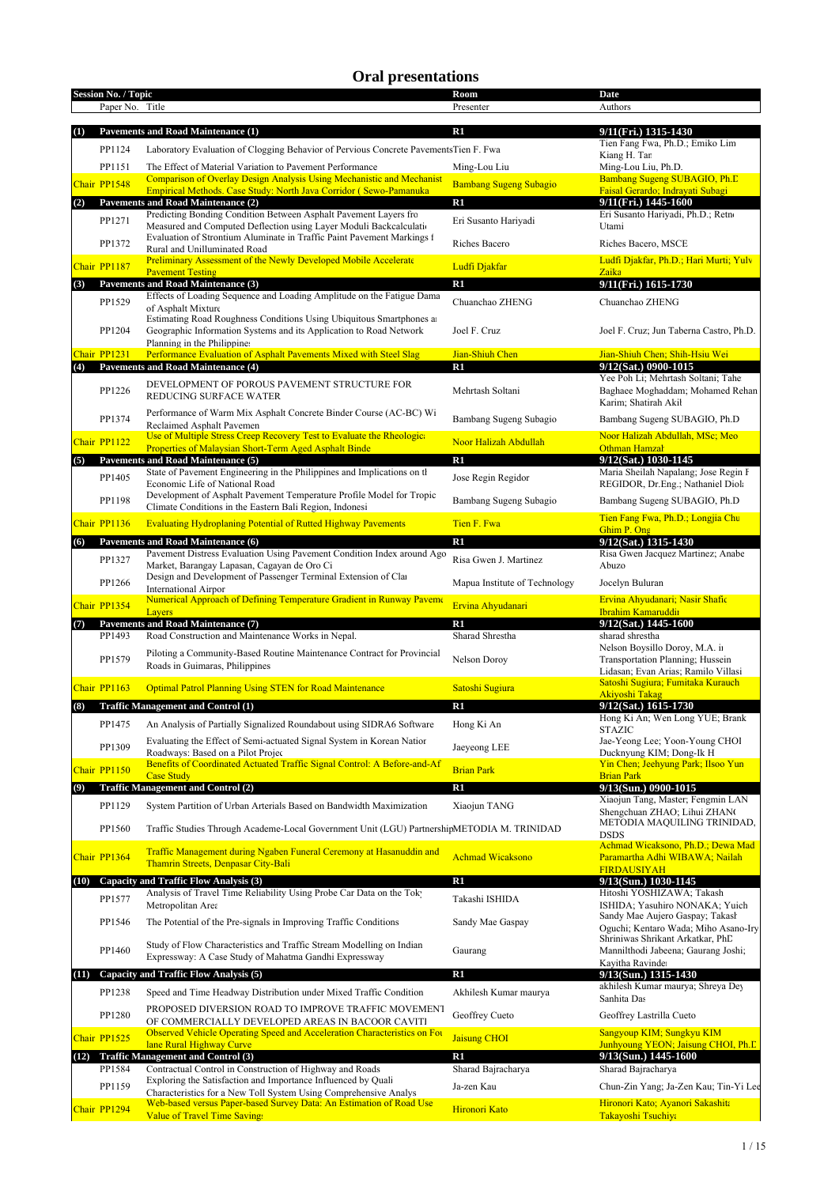# Oral presentations

| Session No. / Topic | | Room | Date |
|---|---|---|---|
| Paper No. | Title | Presenter | Authors |
| **(1)** | **Pavements and Road Maintenance (1)** | **R1** | **9/11(Fri.) 1315-1430** |
| PP1124 | Laboratory Evaluation of Clogging Behavior of Pervious Concrete Pavements | Tien F. Fwa | Tien Fang Fwa, Ph.D.; Emiko Lim Kiang H. Tan |
| PP1151 | The Effect of Material Variation to Pavement Performance | Ming-Lou Liu | Ming-Lou Liu, Ph.D. |
| Chair PP1548 | Comparison of Overlay Design Analysis Using Mechanistic and Mechanist Empirical Methods. Case Study: North Java Corridor ( Sewo-Pamanuka | Bambang Sugeng Subagio | Bambang Sugeng SUBAGIO, Ph.D Faisal Gerardo; Indrayati Subagi |
| **(2)** | **Pavements and Road Maintenance (2)** | **R1** | **9/11(Fri.) 1445-1600** |
| PP1271 | Predicting Bonding Condition Between Asphalt Pavement Layers fro Measured and Computed Deflection using Layer Moduli Backcalculati | Eri Susanto Hariyadi | Eri Susanto Hariyadi, Ph.D.; Retno Utami |
| PP1372 | Evaluation of Strontium Aluminate in Traffic Paint Pavement Markings f Rural and Unilluminated Road | Riches Bacero | Riches Bacero, MSCE |
| Chair PP1187 | Preliminary Assessment of the Newly Developed Mobile Accelerate Pavement Testing | Ludfi Djakfar | Ludfi Djakfar, Ph.D.; Hari Murti; Yulv Zaika |
| **(3)** | **Pavements and Road Maintenance (3)** | **R1** | **9/11(Fri.) 1615-1730** |
| PP1529 | Effects of Loading Sequence and Loading Amplitude on the Fatigue Dama of Asphalt Mixture | Chuanchao ZHENG | Chuanchao ZHENG |
| PP1204 | Estimating Road Roughness Conditions Using Ubiquitous Smartphones a Geographic Information Systems and its Application to Road Network Planning in the Philippine | Joel F. Cruz | Joel F. Cruz; Jun Taberna Castro, Ph.D. |
| Chair PP1231 | Performance Evaluation of Asphalt Pavements Mixed with Steel Slag | Jian-Shiuh Chen | Jian-Shiuh Chen; Shih-Hsiu Wei |
| **(4)** | **Pavements and Road Maintenance (4)** | **R1** | **9/12(Sat.) 0900-1015** |
| PP1226 | DEVELOPMENT OF POROUS PAVEMENT STRUCTURE FOR REDUCING SURFACE WATER | Mehrtash Soltani | Yee Poh Li; Mehrtash Soltani; Tahe Baghaee Moghaddam; Mohamed Rehan Karim; Shatirah Akil |
| PP1374 | Performance of Warm Mix Asphalt Concrete Binder Course (AC-BC) Wi Reclaimed Asphalt Pavemen | Bambang Sugeng Subagio | Bambang Sugeng SUBAGIO, Ph.D |
| Chair PP1122 | Use of Multiple Stress Creep Recovery Test to Evaluate the Rheologic Properties of Malaysian Short-Term Aged Asphalt Binde | Noor Halizah Abdullah | Noor Halizah Abdullah, MSc; Meo Othman Hamzah |
| **(5)** | **Pavements and Road Maintenance (5)** | **R1** | **9/12(Sat.) 1030-1145** |
| PP1405 | State of Pavement Engineering in the Philippines and Implications on t Economic Life of National Road | Jose Regin Regidor | Maria Sheilah Napalang; Jose Regin F REGIDOR, Dr.Eng.; Nathaniel Diol |
| PP1198 | Development of Asphalt Pavement Temperature Profile Model for Tropic Climate Conditions in the Eastern Bali Region, Indonesi | Bambang Sugeng Subagio | Bambang Sugeng SUBAGIO, Ph.D |
| Chair PP1136 | Evaluating Hydroplaning Potential of Rutted Highway Pavements | Tien F. Fwa | Tien Fang Fwa, Ph.D.; Longjia Chu Ghim P. Ong |
| **(6)** | **Pavements and Road Maintenance (6)** | **R1** | **9/12(Sat.) 1315-1430** |
| PP1327 | Pavement Distress Evaluation Using Pavement Condition Index around Ago Market, Barangay Lapasan, Cagayan de Oro Ci | Risa Gwen J. Martinez | Risa Gwen Jacquez Martinez; Anabe Abuzo |
| PP1266 | Design and Development of Passenger Terminal Extension of Cla International Airpor | Mapua Institute of Technology | Jocelyn Buluran |
| Chair PP1354 | Numerical Approach of Defining Temperature Gradient in Runway Paveme Layers | Ervina Ahyudanari | Ervina Ahyudanari; Nasir Shafic Ibrahim Kamaruddi |
| **(7)** | **Pavements and Road Maintenance (7)** | **R1** | **9/12(Sat.) 1445-1600** |
| PP1493 | Road Construction and Maintenance Works in Nepal. | Sharad Shrestha | sharad shrestha |
| PP1579 | Piloting a Community-Based Routine Maintenance Contract for Provincial Roads in Guimaras, Philippines | Nelson Doroy | Nelson Boysillo Doroy, M.A. in Transportation Planning; Hussein Lidasan; Evan Arias; Ramilo Villasi |
| Chair PP1163 | Optimal Patrol Planning Using STEN for Road Maintenance | Satoshi Sugiura | Satoshi Sugiura; Fumitaka Kurauch Akiyoshi Takag |
| **(8)** | **Traffic Management and Control (1)** | **R1** | **9/12(Sat.) 1615-1730** |
| PP1475 | An Analysis of Partially Signalized Roundabout using SIDRA6 Software | Hong Ki An | Hong Ki An; Wen Long YUE; Brank STAZIC |
| PP1309 | Evaluating the Effect of Semi-actuated Signal System in Korean Natior Roadways: Based on a Pilot Projec | Jaeyeong LEE | Jae-Yeong Lee; Yoon-Young CHOI Ducknyung KIM; Dong-Ik H |
| Chair PP1150 | Benefits of Coordinated Actuated Traffic Signal Control: A Before-and-Af Case Study | Brian Park | Yin Chen; Jeehyung Park; Ilsoo Yun Brian Park |
| **(9)** | **Traffic Management and Control (2)** | **R1** | **9/13(Sun.) 0900-1015** |
| PP1129 | System Partition of Urban Arterials Based on Bandwidth Maximization | Xiaojun TANG | Xiaojun Tang, Master; Fengmin LAN Shengchuan ZHAO; Lihui ZHAN( |
| PP1560 | Traffic Studies Through Academe-Local Government Unit (LGU) Partnership | METODIA M. TRINIDAD | METODIA MAQUILING TRINIDAD, DSDS |
| Chair PP1364 | Traffic Management during Ngaben Funeral Ceremony at Hasanuddin and Thamrin Streets, Denpasar City-Bali | Achmad Wicaksono | Achmad Wicaksono, Ph.D.; Dewa Mad Paramartha Adhi WIBAWA; Nailah FIRDAUSIYAH |
| **(10)** | **Capacity and Traffic Flow Analysis (3)** | **R1** | **9/13(Sun.) 1030-1145** |
| PP1577 | Analysis of Travel Time Reliability Using Probe Car Data on the Tok Metropolitan Area | Takashi ISHIDA | Hitoshi YOSHIZAWA; Takash ISHIDA; Yasuhiro NONAKA; Yuich |
| PP1546 | The Potential of the Pre-signals in Improving Traffic Conditions | Sandy Mae Gaspay | Sandy Mae Aujero Gaspay; Takash Oguchi; Kentaro Wada; Miho Asano-Iry |
| PP1460 | Study of Flow Characteristics and Traffic Stream Modelling on Indian Expressway: A Case Study of Mahatma Gandhi Expressway | Gaurang | Shriniwas Shrikant Arkatkar, PhD Mannilthodi Jabeena; Gaurang Joshi; Kayitha Ravinder |
| **(11)** | **Capacity and Traffic Flow Analysis (5)** | **R1** | **9/13(Sun.) 1315-1430** |
| PP1238 | Speed and Time Headway Distribution under Mixed Traffic Condition | Akhilesh Kumar maurya | akhilesh Kumar maurya; Shreya Dey Sanhita Das |
| PP1280 | PROPOSED DIVERSION ROAD TO IMPROVE TRAFFIC MOVEMENT OF COMMERCIALLY DEVELOPED AREAS IN BACOOR CAVITI | Geoffrey Cueto | Geoffrey Lastrilla Cueto |
| Chair PP1525 | Observed Vehicle Operating Speed and Acceleration Characteristics on Fou lane Rural Highway Curve | Jaisung CHOI | Sangyoup KIM; Sungkyu KIM Junhyoung YEON; Jaisung CHOI, Ph.D |
| **(12)** | **Traffic Management and Control (3)** | **R1** | **9/13(Sun.) 1445-1600** |
| PP1584 | Contractual Control in Construction of Highway and Roads | Sharad Bajracharya | Sharad Bajracharya |
| PP1159 | Exploring the Satisfaction and Importance Influenced by Quali Characteristics for a New Toll System Using Comprehensive Analys | Ja-zen Kau | Chun-Zin Yang; Ja-Zen Kau; Tin-Yi Lee |
| Chair PP1294 | Web-based versus Paper-based Survey Data: An Estimation of Road Use Value of Travel Time Saving | Hironori Kato | Hironori Kato; Ayanori Sakashita Takayoshi Tsuchiya |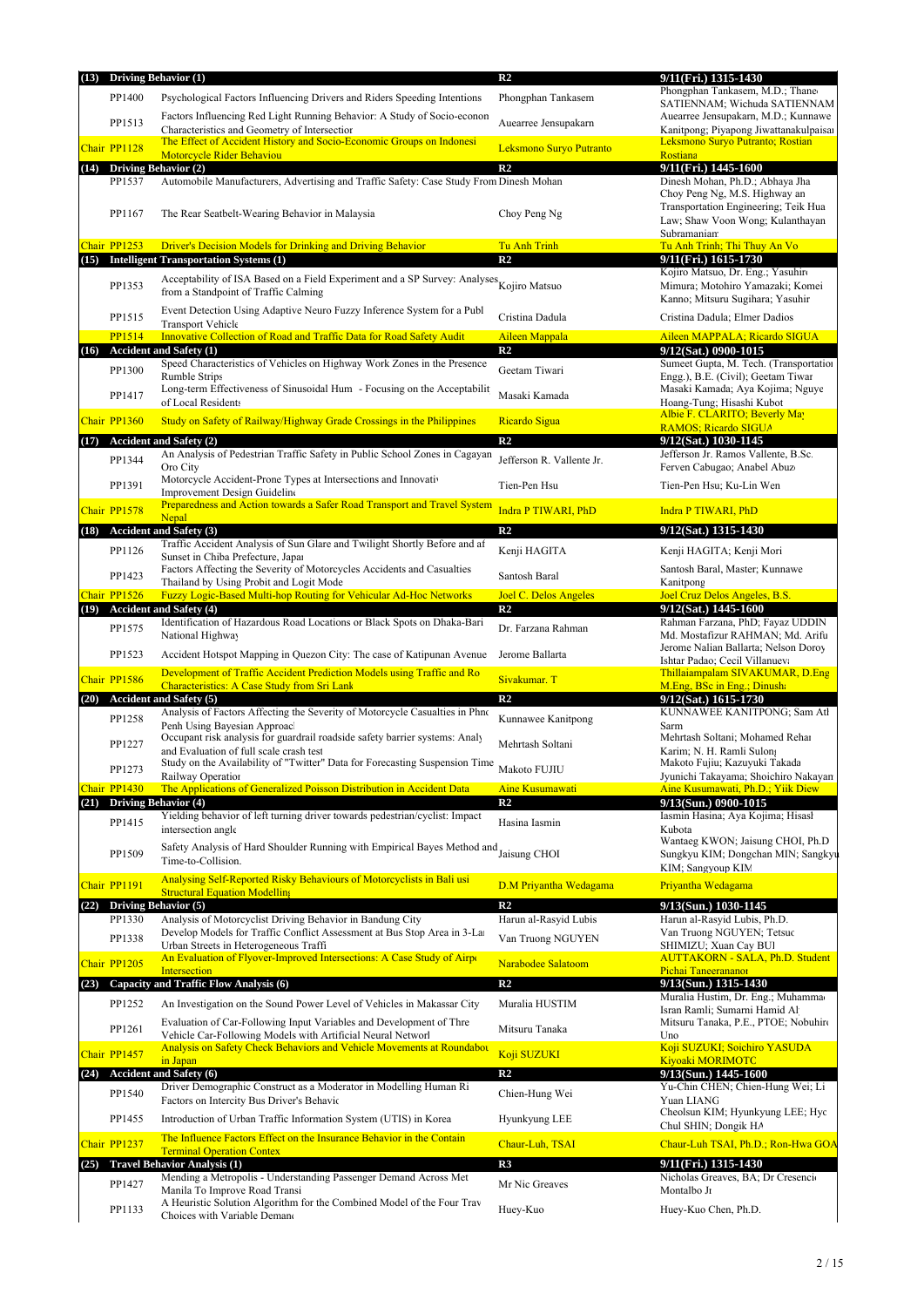| | | | | |
|---|---|---|---|---|
| **(13)** | **Driving Behavior (1)** | | **R2** | **9/11(Fri.) 1315-1430** |
| | PP1400 | Psychological Factors Influencing Drivers and Riders Speeding Intentions | Phongphan Tankasem | Phongphan Tankasem, M.D.; Thane SATIENNAM; Wichuda SATIENNAM |
| | PP1513 | Factors Influencing Red Light Running Behavior: A Study of Socio-econon Characteristics and Geometry of Intersection | Auearree Jensupakarn | Auearree Jensupakarn, M.D.; Kunnawe Kanitpong; Piyapong Jiwattanakulpaisai |
| Chair | PP1128 | The Effect of Accident History and Socio-Economic Groups on Indonesi Motorcycle Rider Behaviou | Leksmono Suryo Putranto | Leksmono Suryo Putranto; Rostian Rostiana |
| **(14)** | **Driving Behavior (2)** | | **R2** | **9/11(Fri.) 1445-1600** |
| | PP1537 | Automobile Manufacturers, Advertising and Traffic Safety: Case Study From Dinesh Mohan | | Dinesh Mohan, Ph.D.; Abhaya Jha |
| | PP1167 | The Rear Seatbelt-Wearing Behavior in Malaysia | Choy Peng Ng | Choy Peng Ng, M.S. Highway an Transportation Engineering; Teik Hua Law; Shaw Voon Wong; Kulanthayan Subramaniam |
| Chair | PP1253 | Driver's Decision Models for Drinking and Driving Behavior | Tu Anh Trinh | Tu Anh Trinh; Thi Thuy An Vo |
| **(15)** | **Intelligent Transportation Systems (1)** | | **R2** | **9/11(Fri.) 1615-1730** |
| | PP1353 | Acceptability of ISA Based on a Field Experiment and a SP Survey: Analyses from a Standpoint of Traffic Calming | Kojiro Matsuo | Kojiro Matsuo, Dr. Eng.; Yasuhiro Mimura; Motohiro Yamazaki; Komei Kanno; Mitsuru Sugihara; Yasuhir |
| | PP1515 | Event Detection Using Adaptive Neuro Fuzzy Inference System for a Publ Transport Vehicle | Cristina Dadula | Cristina Dadula; Elmer Dadios |
| | PP1514 | Innovative Collection of Road and Traffic Data for Road Safety Audit | Aileen Mappala | Aileen MAPPALA; Ricardo SIGUA |
| **(16)** | **Accident and Safety (1)** | | **R2** | **9/12(Sat.) 0900-1015** |
| | PP1300 | Speed Characteristics of Vehicles on Highway Work Zones in the Presence Rumble Strips | Geetam Tiwari | Sumeet Gupta, M. Tech. (Transportation Engg.), B.E. (Civil); Geetam Tiwar |
| | PP1417 | Long-term Effectiveness of Sinusoidal Hum - Focusing on the Acceptabilit of Local Residents | Masaki Kamada | Masaki Kamada; Aya Kojima; Nguye Hoang-Tung; Hisashi Kubot |
| Chair | PP1360 | Study on Safety of Railway/Highway Grade Crossings in the Philippines | Ricardo Sigua | Albie F. CLARITO; Beverly May RAMOS; Ricardo SIGUA |
| **(17)** | **Accident and Safety (2)** | | **R2** | **9/12(Sat.) 1030-1145** |
| | PP1344 | An Analysis of Pedestrian Traffic Safety in Public School Zones in Cagayan Oro City | Jefferson R. Vallente Jr. | Jefferson Jr. Ramos Vallente, B.Sc. Ferven Cabugao; Anabel Abuz |
| | PP1391 | Motorcycle Accident-Prone Types at Intersections and Innovativ Improvement Design Guideline | Tien-Pen Hsu | Tien-Pen Hsu; Ku-Lin Wen |
| Chair | PP1578 | Preparedness and Action towards a Safer Road Transport and Travel System Nepal | Indra P TIWARI, PhD | Indra P TIWARI, PhD |
| **(18)** | **Accident and Safety (3)** | | **R2** | **9/12(Sat.) 1315-1430** |
| | PP1126 | Traffic Accident Analysis of Sun Glare and Twilight Shortly Before and af Sunset in Chiba Prefecture, Japan | Kenji HAGITA | Kenji HAGITA; Kenji Mori |
| | PP1423 | Factors Affecting the Severity of Motorcycles Accidents and Casualties Thailand by Using Probit and Logit Mode | Santosh Baral | Santosh Baral, Master; Kunnawe Kanitpong |
| Chair | PP1526 | Fuzzy Logic-Based Multi-hop Routing for Vehicular Ad-Hoc Networks | Joel C. Delos Angeles | Joel Cruz Delos Angeles, B.S. |
| **(19)** | **Accident and Safety (4)** | | **R2** | **9/12(Sat.) 1445-1600** |
| | PP1575 | Identification of Hazardous Road Locations or Black Spots on Dhaka-Bari National Highway | Dr. Farzana Rahman | Rahman Farzana, PhD; Fayaz UDDIN Md. Mostafizur RAHMAN; Md. Arifu |
| | PP1523 | Accident Hotspot Mapping in Quezon City: The case of Katipunan Avenue | Jerome Ballarta | Jerome Nalian Ballarta; Nelson Doroy Ishtar Padao; Cecil Villanuev |
| Chair | PP1586 | Development of Traffic Accident Prediction Models using Traffic and Ro Characteristics: A Case Study from Sri Lank | Sivakumar. T | Thillaiampalam SIVAKUMAR, D.Eng M.Eng, BSc in Eng.; Dinusha |
| **(20)** | **Accident and Safety (5)** | | **R2** | **9/12(Sat.) 1615-1730** |
| | PP1258 | Analysis of Factors Affecting the Severity of Motorcycle Casualties in Phno Penh Using Bayesian Approach | Kunnawee Kanitpong | KUNNAWEE KANITPONG; Sam Atl Sarm |
| | PP1227 | Occupant risk analysis for guardrail roadside safety barrier systems: Analy and Evaluation of full scale crash test | Mehrtash Soltani | Mehrtash Soltani; Mohamed Rehan Karim; N. H. Ramli Sulong |
| | PP1273 | Study on the Availability of "Twitter" Data for Forecasting Suspension Time Railway Operation | Makoto FUJIU | Makoto Fujiu; Kazuyuki Takada Jyunichi Takayama; Shoichiro Nakayam |
| Chair | PP1430 | The Applications of Generalized Poisson Distribution in Accident Data | Aine Kusumawati | Aine Kusumawati, Ph.D.; Yiik Diew |
| **(21)** | **Driving Behavior (4)** | | **R2** | **9/13(Sun.) 0900-1015** |
| | PP1415 | Yielding behavior of left turning driver towards pedestrian/cyclist: Impact intersection angle | Hasina Iasmin | Iasmin Hasina; Aya Kojima; Hisasl Kubota |
| | PP1509 | Safety Analysis of Hard Shoulder Running with Empirical Bayes Method and Time-to-Collision. | Jaisung CHOI | Wantaeg KWON; Jaisung CHOI, Ph.D Sungkyu KIM; Dongchan MIN; Sangkyu KIM; Sangyoup KIM |
| Chair | PP1191 | Analysing Self-Reported Risky Behaviours of Motorcyclists in Bali usi Structural Equation Modelling | D.M Priyantha Wedagama | Priyantha Wedagama |
| **(22)** | **Driving Behavior (5)** | | **R2** | **9/13(Sun.) 1030-1145** |
| | PP1330 | Analysis of Motorcyclist Driving Behavior in Bandung City | Harun al-Rasyid Lubis | Harun al-Rasyid Lubis, Ph.D. |
| | PP1338 | Develop Models for Traffic Conflict Assessment at Bus Stop Area in 3-La Urban Streets in Heterogeneous Traffi | Van Truong NGUYEN | Van Truong NGUYEN; Tetsuo SHIMIZU; Xuan Cay BUI |
| Chair | PP1205 | An Evaluation of Flyover-Improved Intersections: A Case Study of Airpo Intersection | Narabodee Salatoom | AUTTAKORN - SALA, Ph.D. Student Pichai Taneerananon |
| **(23)** | **Capacity and Traffic Flow Analysis (6)** | | **R2** | **9/13(Sun.) 1315-1430** |
| | PP1252 | An Investigation on the Sound Power Level of Vehicles in Makassar City | Muralia HUSTIM | Muralia Hustim, Dr. Eng.; Muhammad Isran Ramli; Sumarni Hamid Al |
| | PP1261 | Evaluation of Car-Following Input Variables and Development of Thre Vehicle Car-Following Models with Artificial Neural Network | Mitsuru Tanaka | Mitsuru Tanaka, P.E., PTOE; Nobuhiro Uno |
| Chair | PP1457 | Analysis on Safety Check Behaviors and Vehicle Movements at Roundabou in Japan | Koji SUZUKI | Koji SUZUKI; Soichiro YASUDA Kiyoaki MORIMOTO |
| **(24)** | **Accident and Safety (6)** | | **R2** | **9/13(Sun.) 1445-1600** |
| | PP1540 | Driver Demographic Construct as a Moderator in Modelling Human Ri Factors on Intercity Bus Driver's Behavic | Chien-Hung Wei | Yu-Chin CHEN; Chien-Hung Wei; Li Yuan LIANG |
| | PP1455 | Introduction of Urban Traffic Information System (UTIS) in Korea | Hyunkyung LEE | Cheolsun KIM; Hyunkyung LEE; Hyo Chul SHIN; Dongik HA |
| Chair | PP1237 | The Influence Factors Effect on the Insurance Behavior in the Contain Terminal Operation Contex | Chaur-Luh, TSAI | Chaur-Luh TSAI, Ph.D.; Ron-Hwa GOA |
| **(25)** | **Travel Behavior Analysis (1)** | | **R3** | **9/11(Fri.) 1315-1430** |
| | PP1427 | Mending a Metropolis - Understanding Passenger Demand Across Met Manila To Improve Road Transi | Mr Nic Greaves | Nicholas Greaves, BA; Dr Cresencio Montalbo Jr |
| | PP1133 | A Heuristic Solution Algorithm for the Combined Model of the Four Trav Choices with Variable Demand | Huey-Kuo | Huey-Kuo Chen, Ph.D. |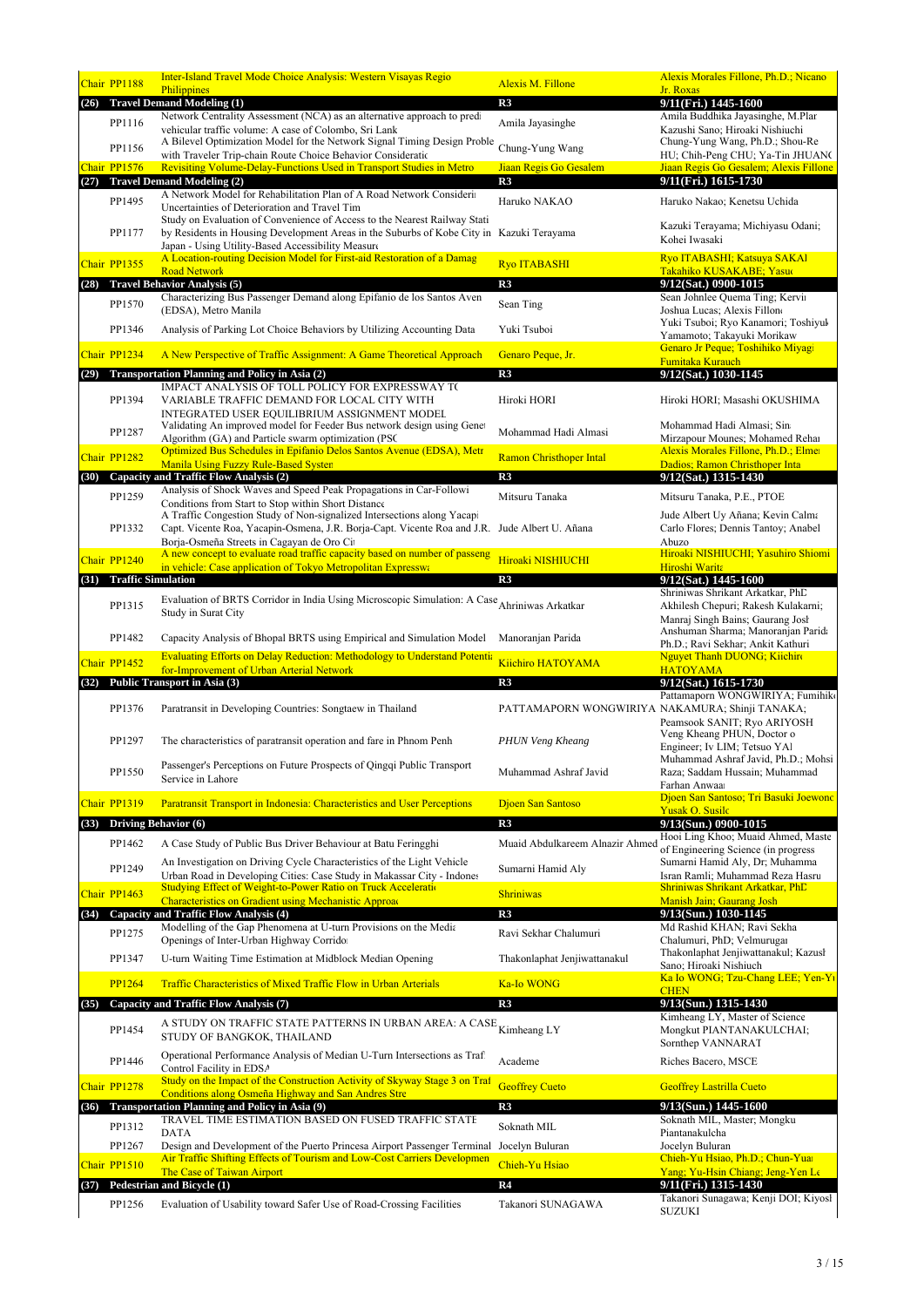| | | | | |
|---|---|---|---|---|
| | Chair PP1188 | Inter-Island Travel Mode Choice Analysis: Western Visayas Regio Philippines | Alexis M. Fillone | Alexis Morales Fillone, Ph.D.; Nicano Jr. Roxas |
| **(26)** | **Travel Demand Modeling (1)** | | **R3** | **9/11(Fri.) 1445-1600** |
| | PP1116 | Network Centrality Assessment (NCA) as an alternative approach to predi vehicular traffic volume: A case of Colombo, Sri Lank | Amila Jayasinghe | Amila Buddhika Jayasinghe, M.Plar Kazushi Sano; Hiroaki Nishiuchi |
| | PP1156 | A Bilevel Optimization Model for the Network Signal Timing Design Proble with Traveler Trip-chain Route Choice Behavior Consideratic | Chung-Yung Wang | Chung-Yung Wang, Ph.D.; Shou-Re HU; Chih-Peng CHU; Ya-Tin JHUANC |
| | Chair PP1576 | Revisiting Volume-Delay-Functions Used in Transport Studies in Metro | Jiaan Regis Go Gesalem | Jiaan Regis Go Gesalem; Alexis Fillone |
| **(27)** | **Travel Demand Modeling (2)** | | **R3** | **9/11(Fri.) 1615-1730** |
| | PP1495 | A Network Model for Rehabilitation Plan of A Road Network Consideri Uncertainties of Deterioration and Travel Tim | Haruko NAKAO | Haruko Nakao; Kenetsu Uchida |
| | PP1177 | Study on Evaluation of Convenience of Access to the Nearest Railway Stati by Residents in Housing Development Areas in the Suburbs of Kobe City in Japan - Using Utility-Based Accessibility Measure | Kazuki Terayama | Kazuki Terayama; Michiyasu Odani; Kohei Iwasaki |
| | Chair PP1355 | A Location-routing Decision Model for First-aid Restoration of a Damag Road Network | Ryo ITABASHI | Ryo ITABASHI; Katsuya SAKAI Takahiko KUSAKABE; Yasuo |
| **(28)** | **Travel Behavior Analysis (5)** | | **R3** | **9/12(Sat.) 0900-1015** |
| | PP1570 | Characterizing Bus Passenger Demand along Epifanio de los Santos Aven (EDSA), Metro Manila | Sean Ting | Sean Johnlee Quema Ting; Kervi Joshua Lucas; Alexis Fillone |
| | PP1346 | Analysis of Parking Lot Choice Behaviors by Utilizing Accounting Data | Yuki Tsuboi | Yuki Tsuboi; Ryo Kanamori; Toshiyuk Yamamoto; Takayuki Morikaw |
| | Chair PP1234 | A New Perspective of Traffic Assignment: A Game Theoretical Approach | Genaro Peque, Jr. | Genaro Jr Peque; Toshihiko Miyagi Fumitaka Kurauch |
| **(29)** | **Transportation Planning and Policy in Asia (2)** | | **R3** | **9/12(Sat.) 1030-1145** |
| | PP1394 | IMPACT ANALYSIS OF TOLL POLICY FOR EXPRESSWAY TO VARIABLE TRAFFIC DEMAND FOR LOCAL CITY WITH INTEGRATED USER EQUILIBRIUM ASSIGNMENT MODEL | Hiroki HORI | Hiroki HORI; Masashi OKUSHIMA |
| | PP1287 | Validating An improved model for Feeder Bus network design using Genet Algorithm (GA) and Particle swarm optimization (PSO | Mohammad Hadi Almasi | Mohammad Hadi Almasi; Sin Mirzapour Mounes; Mohamed Rehai |
| | Chair PP1282 | Optimized Bus Schedules in Epifanio Delos Santos Avenue (EDSA), Metr Manila Using Fuzzy Rule-Based Systen | Ramon Christhoper Intal | Alexis Morales Fillone, Ph.D.; Elmer Dadios; Ramon Christhoper Inta |
| **(30)** | **Capacity and Traffic Flow Analysis (2)** | | **R3** | **9/12(Sat.) 1315-1430** |
| | PP1259 | Analysis of Shock Waves and Speed Peak Propagations in Car-Followi Conditions from Start to Stop within Short Distance | Mitsuru Tanaka | Mitsuru Tanaka, P.E., PTOE |
| | PP1332 | A Traffic Congestion Study of Non-signalized Intersections along Yacapi Capt. Vicente Roa, Yacapin-Osmena, J.R. Borja-Capt. Vicente Roa and J.R. Borja-Osmeña Streets in Cagayan de Oro Cit | Jude Albert U. Añana | Jude Albert Uy Añana; Kevin Calma Carlo Flores; Dennis Tantoy; Anabel Abuzo |
| | Chair PP1240 | A new concept to evaluate road traffic capacity based on number of passeng in vehicle: Case application of Tokyo Metropolitan Expresswa | Hiroaki NISHIUCHI | Hiroaki NISHIUCHI; Yasuhiro Shiomi Hiroshi Warita |
| **(31)** | **Traffic Simulation** | | **R3** | **9/12(Sat.) 1445-1600** |
| | PP1315 | Evaluation of BRTS Corridor in India Using Microscopic Simulation: A Case Study in Surat City | Ahriniwas Arkatkar | Shriniwas Shrikant Arkatkar, PhD Akhilesh Chepuri; Rakesh Kulakarni; Manraj Singh Bains; Gaurang Josh |
| | PP1482 | Capacity Analysis of Bhopal BRTS using Empirical and Simulation Model | Manoranjan Parida | Anshuman Sharma; Manoranjan Parida Ph.D.; Ravi Sekhar; Ankit Kathuri |
| | Chair PP1452 | Evaluating Efforts on Delay Reduction: Methodology to Understand Potentia for-Improvement of Urban Arterial Network | Kiichiro HATOYAMA | Nguyet Thanh DUONG; Kiichiro HATOYAMA |
| **(32)** | **Public Transport in Asia (3)** | | **R3** | **9/12(Sat.) 1615-1730** |
| | PP1376 | Paratransit in Developing Countries: Songtaew in Thailand | PATTAMAPORN WONGWIRIYA | Pattamaporn WONGWIRIYA; Fumihiko NAKAMURA; Shinji TANAKA; Peamsook SANIT; Ryo ARIYOSH |
| | PP1297 | The characteristics of paratransit operation and fare in Phnom Penh | *PHUN Veng Kheang* | Veng Kheang PHUN, Doctor o Engineer; Iv LIM; Tetsuo YAI |
| | PP1550 | Passenger's Perceptions on Future Prospects of Qingqi Public Transport Service in Lahore | Muhammad Ashraf Javid | Muhammad Ashraf Javid, Ph.D.; Mohsi Raza; Saddam Hussain; Muhammad Farhan Anwaa |
| | Chair PP1319 | Paratransit Transport in Indonesia: Characteristics and User Perceptions | Djoen San Santoso | Djoen San Santoso; Tri Basuki Joewono Yusak O. Susilo |
| **(33)** | **Driving Behavior (6)** | | **R3** | **9/13(Sun.) 0900-1015** |
| | PP1462 | A Case Study of Public Bus Driver Behaviour at Batu Feringghi | Muaid Abdulkareem Alnazir Ahmed | Hooi Ling Khoo; Muaid Ahmed, Maste of Engineering Science (in progress |
| | PP1249 | An Investigation on Driving Cycle Characteristics of the Light Vehicle Urban Road in Developing Cities: Case Study in Makassar City - Indones | Sumarni Hamid Aly | Sumarni Hamid Aly, Dr; Muhamma Isran Ramli; Muhammad Reza Hasru |
| | Chair PP1463 | Studying Effect of Weight-to-Power Ratio on Truck Acceleratio Characteristics on Gradient using Mechanistic Approac | Shriniwas | Shriniwas Shrikant Arkatkar, PhD Manish Jain; Gaurang Josh |
| **(34)** | **Capacity and Traffic Flow Analysis (4)** | | **R3** | **9/13(Sun.) 1030-1145** |
| | PP1275 | Modelling of the Gap Phenomena at U-turn Provisions on the Media Openings of Inter-Urban Highway Corrido | Ravi Sekhar Chalumuri | Md Rashid KHAN; Ravi Sekha Chalumuri, PhD; Velmurugan |
| | PP1347 | U-turn Waiting Time Estimation at Midblock Median Opening | Thakonlaphat Jenjiwattanakul | Thakonlaphat Jenjiwattanakul; Kazush Sano; Hiroaki Nishiuch |
| | PP1264 | Traffic Characteristics of Mixed Traffic Flow in Urban Arterials | Ka-Io WONG | Ka Io WONG; Tzu-Chang LEE; Yen-Yu CHEN |
| **(35)** | **Capacity and Traffic Flow Analysis (7)** | | **R3** | **9/13(Sun.) 1315-1430** |
| | PP1454 | A STUDY ON TRAFFIC STATE PATTERNS IN URBAN AREA: A CASE STUDY OF BANGKOK, THAILAND | Kimheang LY | Kimheang LY, Master of Science Mongkut PIANTANAKULCHAI; Sornthep VANNARAT |
| | PP1446 | Operational Performance Analysis of Median U-Turn Intersections as Traf Control Facility in EDSA | Academe | Riches Bacero, MSCE |
| | Chair PP1278 | Study on the Impact of the Construction Activity of Skyway Stage 3 on Traf Conditions along Osmeña Highway and San Andres Stre | Geoffrey Cueto | Geoffrey Lastrilla Cueto |
| **(36)** | **Transportation Planning and Policy in Asia (9)** | | **R3** | **9/13(Sun.) 1445-1600** |
| | PP1312 | TRAVEL TIME ESTIMATION BASED ON FUSED TRAFFIC STATE DATA | Soknath MIL | Soknath MIL, Master; Mongku Piantanakulcha |
| | PP1267 | Design and Development of the Puerto Princesa Airport Passenger Terminal | Jocelyn Buluran | Jocelyn Buluran |
| | Chair PP1510 | Air Traffic Shifting Effects of Tourism and Low-Cost Carriers Developmen The Case of Taiwan Airport | Chieh-Yu Hsiao | Chieh-Yu Hsiao, Ph.D.; Chun-Yuan Yang; Yu-Hsin Chiang; Jeng-Yen Lo |
| **(37)** | **Pedestrian and Bicycle (1)** | | **R4** | **9/11(Fri.) 1315-1430** |
| | PP1256 | Evaluation of Usability toward Safer Use of Road-Crossing Facilities | Takanori SUNAGAWA | Takanori Sunagawa; Kenji DOI; Kiyosl SUZUKI |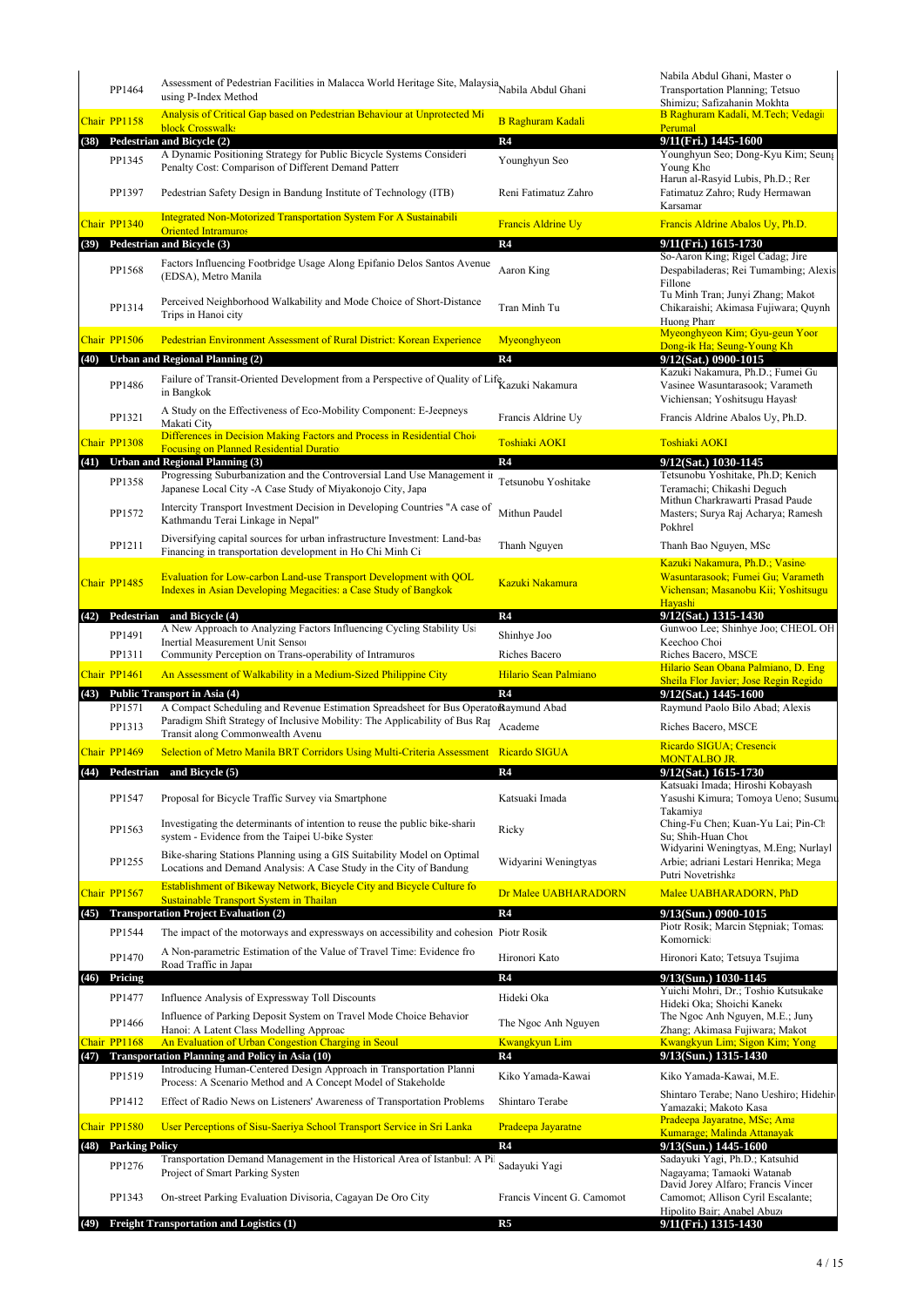| | | | | |
|---|---|---|---|---|
| | PP1464 | Assessment of Pedestrian Facilities in Malacca World Heritage Site, Malaysia using P-Index Method | Nabila Abdul Ghani | Nabila Abdul Ghani, Master o Transportation Planning; Tetsuo Shimizu; Safizahanin Mokhta |
| | Chair PP1158 | Analysis of Critical Gap based on Pedestrian Behaviour at Unprotected Mi block Crosswalks | B Raghuram Kadali | B Raghuram Kadali, M.Tech; Vedagi Perumal |
| **(38)** | **Pedestrian and Bicycle (2)** | | **R4** | **9/11(Fri.) 1445-1600** |
| | PP1345 | A Dynamic Positioning Strategy for Public Bicycle Systems Consideri Penalty Cost: Comparison of Different Demand Patterr | Younghyun Seo | Younghyun Seo; Dong-Kyu Kim; Seung Young Kho |
| | PP1397 | Pedestrian Safety Design in Bandung Institute of Technology (ITB) | Reni Fatimatuz Zahro | Harun al-Rasyid Lubis, Ph.D.; Rer Fatimatuz Zahro; Rudy Hermawan Karsaman |
| | Chair PP1340 | Integrated Non-Motorized Transportation System For A Sustainabili Oriented Intramuros | Francis Aldrine Uy | Francis Aldrine Abalos Uy, Ph.D. |
| **(39)** | **Pedestrian and Bicycle (3)** | | **R4** | **9/11(Fri.) 1615-1730** |
| | PP1568 | Factors Influencing Footbridge Usage Along Epifanio Delos Santos Avenue (EDSA), Metro Manila | Aaron King | So-Aaron King; Rigel Cadag; Jire Despabiladeras; Rei Tumambing; Alexis Fillone |
| | PP1314 | Perceived Neighborhood Walkability and Mode Choice of Short-Distance Trips in Hanoi city | Tran Minh Tu | Tu Minh Tran; Junyi Zhang; Makot Chikaraishi; Akimasa Fujiwara; Quynh Huong Pham |
| | Chair PP1506 | Pedestrian Environment Assessment of Rural District: Korean Experience | Myeonghyeon | Myeonghyeon Kim; Gyu-geun Yoon Dong-ik Ha; Seung-Young Kh |
| **(40)** | **Urban and Regional Planning (2)** | | **R4** | **9/12(Sat.) 0900-1015** |
| | PP1486 | Failure of Transit-Oriented Development from a Perspective of Quality of Life in Bangkok | Kazuki Nakamura | Kazuki Nakamura, Ph.D.; Fumei Gu Vasinee Wasuntarasook; Varameth Vichiensan; Yoshitsugu Hayash |
| | PP1321 | A Study on the Effectiveness of Eco-Mobility Component: E-Jeepneys Makati City | Francis Aldrine Uy | Francis Aldrine Abalos Uy, Ph.D. |
| | Chair PP1308 | Differences in Decision Making Factors and Process in Residential Choi Focusing on Planned Residential Duratio | Toshiaki AOKI | Toshiaki AOKI |
| **(41)** | **Urban and Regional Planning (3)** | | **R4** | **9/12(Sat.) 1030-1145** |
| | PP1358 | Progressing Suburbanization and the Controversial Land Use Management in Japanese Local City -A Case Study of Miyakonojo City, Japa | Tetsunobu Yoshitake | Tetsunobu Yoshitake, Ph.D; Kenich Teramachi; Chikashi Deguch |
| | PP1572 | Intercity Transport Investment Decision in Developing Countries "A case of Kathmandu Terai Linkage in Nepal" | Mithun Paudel | Mithun Charkrawarti Prasad Paude Masters; Surya Raj Acharya; Ramesh Pokhrel |
| | PP1211 | Diversifying capital sources for urban infrastructure Investment: Land-bas Financing in transportation development in Ho Chi Minh Ci | Thanh Nguyen | Thanh Bao Nguyen, MSc |
| | Chair PP1485 | Evaluation for Low-carbon Land-use Transport Development with QOL Indexes in Asian Developing Megacities: a Case Study of Bangkok | Kazuki Nakamura | Kazuki Nakamura, Ph.D.; Vasinee Wasuntarasook; Fumei Gu; Varameth Vichensan; Masanobu Kii; Yoshitsugu Hayashi |
| **(42)** | **Pedestrian and Bicycle (4)** | | **R4** | **9/12(Sat.) 1315-1430** |
| | PP1491 | A New Approach to Analyzing Factors Influencing Cycling Stability Usi Inertial Measurement Unit Sensor | Shinhye Joo | Gunwoo Lee; Shinhye Joo; CHEOL OH Keechoo Choi |
| | PP1311 | Community Perception on Trans-operability of Intramuros | Riches Bacero | Riches Bacero, MSCE |
| | Chair PP1461 | An Assessment of Walkability in a Medium-Sized Philippine City | Hilario Sean Palmiano | Hilario Sean Obana Palmiano, D. Eng Sheila Flor Javier; Jose Regin Regido |
| **(43)** | **Public Transport in Asia (4)** | | **R4** | **9/12(Sat.) 1445-1600** |
| | PP1571 | A Compact Scheduling and Revenue Estimation Spreadsheet for Bus Operator | Raymund Abad | Raymund Paolo Bilo Abad; Alexis |
| | PP1313 | Paradigm Shift Strategy of Inclusive Mobility: The Applicability of Bus Rap Transit along Commonwealth Avenu | Academe | Riches Bacero, MSCE |
| | Chair PP1469 | Selection of Metro Manila BRT Corridors Using Multi-Criteria Assessment | Ricardo SIGUA | Ricardo SIGUA; Crescencio MONTALBO JR. |
| **(44)** | **Pedestrian and Bicycle (5)** | | **R4** | **9/12(Sat.) 1615-1730** |
| | PP1547 | Proposal for Bicycle Traffic Survey via Smartphone | Katsuaki Imada | Katsuaki Imada; Hiroshi Kobayash Yasushi Kimura; Tomoya Ueno; Susumu Takamiya |
| | PP1563 | Investigating the determinants of intention to reuse the public bike-sharin system - Evidence from the Taipei U-bike Syster | Ricky | Ching-Fu Chen; Kuan-Yu Lai; Pin-Ch Su; Shih-Huan Chou |
| | PP1255 | Bike-sharing Stations Planning using a GIS Suitability Model on Optimal Locations and Demand Analysis: A Case Study in the City of Bandung | Widyarini Weningtyas | Widyarini Weningtyas, M.Eng; Nurlayl Arbie; adriani Lestari Henrika; Mega Putri Novetrishka |
| | Chair PP1567 | Establishment of Bikeway Network, Bicycle City and Bicycle Culture fo Sustainable Transport System in Thailan | Dr Malee UABHARADORN | Malee UABHARADORN, PhD |
| **(45)** | **Transportation Project Evaluation (2)** | | **R4** | **9/13(Sun.) 0900-1015** |
| | PP1544 | The impact of the motorways and expressways on accessibility and cohesion | Piotr Rosik | Piotr Rosik; Marcin Stępniak; Tomasz Komornicki |
| | PP1470 | A Non-parametric Estimation of the Value of Travel Time: Evidence fro Road Traffic in Japan | Hironori Kato | Hironori Kato; Tetsuya Tsujima |
| **(46)** | **Pricing** | | **R4** | **9/13(Sun.) 1030-1145** |
| | PP1477 | Influence Analysis of Expressway Toll Discounts | Hideki Oka | Yuichi Mohri, Dr.; Toshio Kutsukake Hideki Oka; Shoichi Kaneko |
| | PP1466 | Influence of Parking Deposit System on Travel Mode Choice Behavior Hanoi: A Latent Class Modelling Approac | The Ngoc Anh Nguyen | The Ngoc Anh Nguyen, M.E.; Juny Zhang; Akimasa Fujiwara; Makot |
| | Chair PP1168 | An Evaluation of Urban Congestion Charging in Seoul | Kwangkyun Lim | Kwangkyun Lim; Sigon Kim; Yong |
| **(47)** | **Transportation Planning and Policy in Asia (10)** | | **R4** | **9/13(Sun.) 1315-1430** |
| | PP1519 | Introducing Human-Centered Design Approach in Transportation Planni Process: A Scenario Method and A Concept Model of Stakeholde | Kiko Yamada-Kawai | Kiko Yamada-Kawai, M.E. |
| | PP1412 | Effect of Radio News on Listeners' Awareness of Transportation Problems | Shintaro Terabe | Shintaro Terabe; Nano Ueshiro; Hidehiro Yamazaki; Makoto Kasa |
| | Chair PP1580 | User Perceptions of Sisu-Saeriya School Transport Service in Sri Lanka | Pradeepa Jayaratne | Pradeepa Jayaratne, MSc; Ama Kumarage; Malinda Attanayak |
| **(48)** | **Parking Policy** | | **R4** | **9/13(Sun.) 1445-1600** |
| | PP1276 | Transportation Demand Management in the Historical Area of Istanbul: A Pil Project of Smart Parking Systen | Sadayuki Yagi | Sadayuki Yagi, Ph.D.; Katsuhid Nagayama; Tamaoki Watanab |
| | PP1343 | On-street Parking Evaluation Divisoria, Cagayan De Oro City | Francis Vincent G. Camomot | David Jorey Alfaro; Francis Vincer Camomot; Allison Cyril Escalante; Hipolito Bair; Anabel Abuz |
| **(49)** | **Freight Transportation and Logistics (1)** | | **R5** | **9/11(Fri.) 1315-1430** |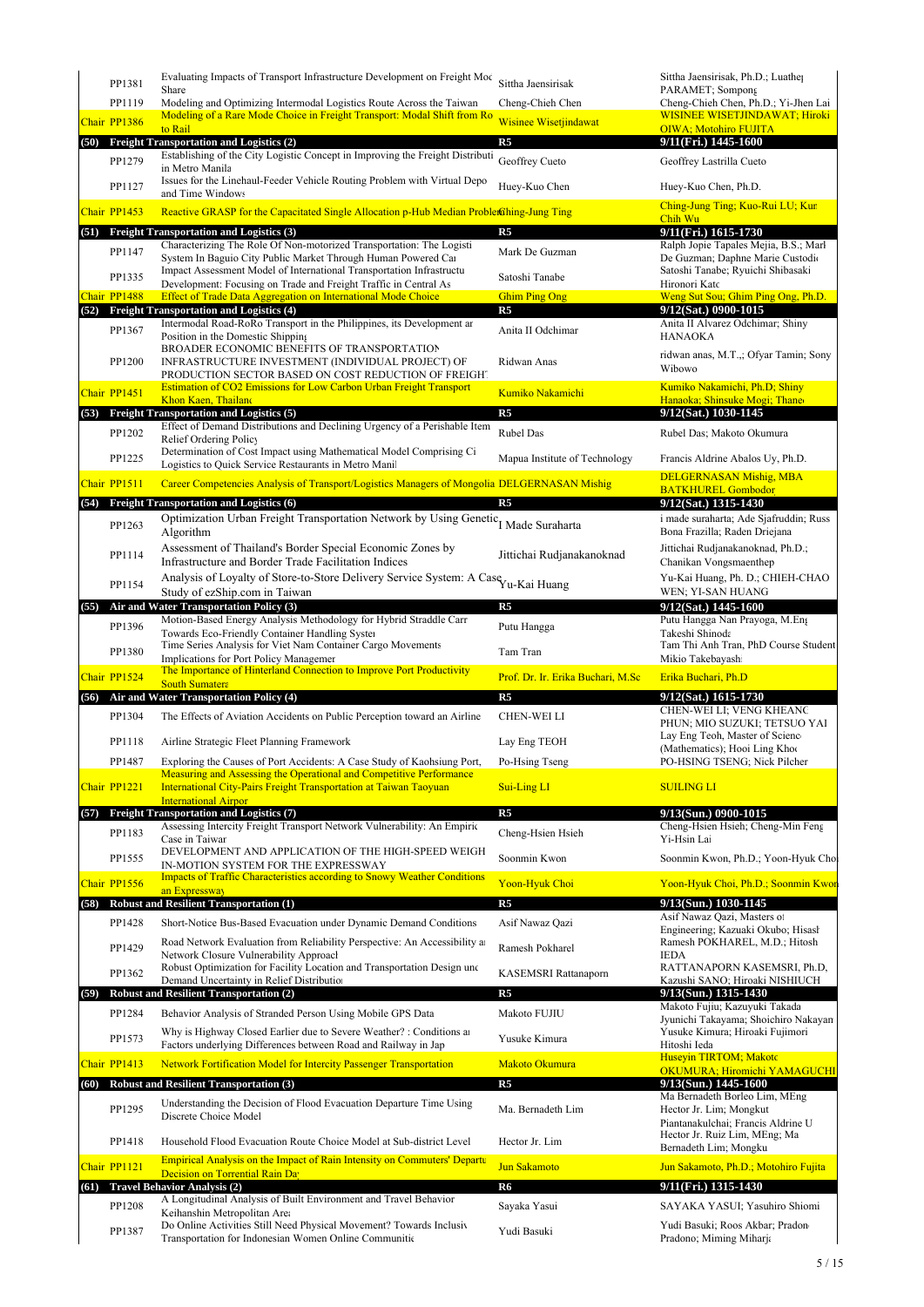| | | | | |
|---|---|---|---|---|
| | PP1381 | Evaluating Impacts of Transport Infrastructure Development on Freight Moc Share | Sittha Jaensirisak | Sittha Jaensirisak, Ph.D.; Luathep PARAMET; Sompong |
| | PP1119 | Modeling and Optimizing Intermodal Logistics Route Across the Taiwan | Cheng-Chieh Chen | Cheng-Chieh Chen, Ph.D.; Yi-Jhen Lai |
| | Chair PP1386 | Modeling of a Rare Mode Choice in Freight Transport: Modal Shift from Ro to Rail | Wisinee Wisetjindawat | WISINEE WISETJINDAWAT; Hiroki OIWA; Motohiro FUJITA |
| (50) | | Freight Transportation and Logistics (2) | R5 | 9/11(Fri.) 1445-1600 |
| | PP1279 | Establishing of the City Logistic Concept in Improving the Freight Distributi in Metro Manila | Geoffrey Cueto | Geoffrey Lastrilla Cueto |
| | PP1127 | Issues for the Linehaul-Feeder Vehicle Routing Problem with Virtual Depo and Time Windows | Huey-Kuo Chen | Huey-Kuo Chen, Ph.D. |
| | Chair PP1453 | Reactive GRASP for the Capacitated Single Allocation p-Hub Median Problem | Ching-Jung Ting | Ching-Jung Ting; Kuo-Rui LU; Kun Chih Wu |
| (51) | | Freight Transportation and Logistics (3) | R5 | 9/11(Fri.) 1615-1730 |
| | PP1147 | Characterizing The Role Of Non-motorized Transportation: The Logisti System In Baguio City Public Market Through Human Powered Car | Mark De Guzman | Ralph Jopie Tapales Mejia, B.S.; Mark De Guzman; Daphne Marie Custodio |
| | PP1335 | Impact Assessment Model of International Transportation Infrastructu Development: Focusing on Trade and Freight Traffic in Central As | Satoshi Tanabe | Satoshi Tanabe; Ryuichi Shibasaki Hironori Kato |
| | Chair PP1488 | Effect of Trade Data Aggregation on International Mode Choice | Ghim Ping Ong | Weng Sut Sou; Ghim Ping Ong, Ph.D. |
| (52) | | Freight Transportation and Logistics (4) | R5 | 9/12(Sat.) 0900-1015 |
| | PP1367 | Intermodal Road-RoRo Transport in the Philippines, its Development ar Position in the Domestic Shipping | Anita II Odchimar | Anita II Alvarez Odchimar; Shiny HANAOKA |
| | PP1200 | BROADER ECONOMIC BENEFITS OF TRANSPORTATION INFRASTRUCTURE INVESTMENT (INDIVIDUAL PROJECT) OF PRODUCTION SECTOR BASED ON COST REDUCTION OF FREIGHT | Ridwan Anas | ridwan anas, M.T.,; Ofyar Tamin; Sony Wibowo |
| | Chair PP1451 | Estimation of $CO_2$ Emissions for Low Carbon Urban Freight Transport Khon Kaen, Thailand | Kumiko Nakamichi | Kumiko Nakamichi, Ph.D; Shiny Hanaoka; Shinsuke Mogi; Thaneo |
| (53) | | Freight Transportation and Logistics (5) | R5 | 9/12(Sat.) 1030-1145 |
| | PP1202 | Effect of Demand Distributions and Declining Urgency of a Perishable Item Relief Ordering Policy | Rubel Das | Rubel Das; Makoto Okumura |
| | PP1225 | Determination of Cost Impact using Mathematical Model Comprising Ci Logistics to Quick Service Restaurants in Metro Manil | Mapua Institute of Technology | Francis Aldrine Abalos Uy, Ph.D. |
| | Chair PP1511 | Career Competencies Analysis of Transport/Logistics Managers of Mongolia | DELGERNASAN Mishig | DELGERNASAN Mishig, MBA BATKHUREL Gombodor |
| (54) | | Freight Transportation and Logistics (6) | R5 | 9/12(Sat.) 1315-1430 |
| | PP1263 | Optimization Urban Freight Transportation Network by Using Genetic Algorithm | I Made Suraharta | i made suraharta; Ade Sjafruddin; Russ Bona Frazilla; Raden Driejana |
| | PP1114 | Assessment of Thailand's Border Special Economic Zones by Infrastructure and Border Trade Facilitation Indices | Jittichai Rudjanakanoknad | Jittichai Rudjanakanoknad, Ph.D.; Chanikan Vongsmaenthep |
| | PP1154 | Analysis of Loyalty of Store-to-Store Delivery Service System: A Case Study of ezShip.com in Taiwan | Yu-Kai Huang | Yu-Kai Huang, Ph. D.; CHIEH-CHAO WEN; YI-SAN HUANG |
| (55) | | Air and Water Transportation Policy (3) | R5 | 9/12(Sat.) 1445-1600 |
| | PP1396 | Motion-Based Energy Analysis Methodology for Hybrid Straddle Carr Towards Eco-Friendly Container Handling Syster | Putu Hangga | Putu Hangga Nan Prayoga, M.Eng Takeshi Shinoda |
| | PP1380 | Time Series Analysis for Viet Nam Container Cargo Movements Implications for Port Policy Managemer | Tam Tran | Tam Thi Anh Tran, PhD Course Student Mikio Takebayash |
| | Chair PP1524 | The Importance of Hinterland Connection to Improve Port Productivity South Sumatera | Prof. Dr. Ir. Erika Buchari, M.Sc | Erika Buchari, Ph.D |
| (56) | | Air and Water Transportation Policy (4) | R5 | 9/12(Sat.) 1615-1730 |
| | PP1304 | The Effects of Aviation Accidents on Public Perception toward an Airline | CHEN-WEI LI | CHEN-WEI LI; VENG KHEANG PHUN; MIO SUZUKI; TETSUO YAI |
| | PP1118 | Airline Strategic Fleet Planning Framework | Lay Eng TEOH | Lay Eng Teoh, Master of Science (Mathematics); Hooi Ling Khoo |
| | PP1487 | Exploring the Causes of Port Accidents: A Case Study of Kaohsiung Port, | Po-Hsing Tseng | PO-HSING TSENG; Nick Pilcher |
| | Chair PP1221 | Measuring and Assessing the Operational and Competitive Performance International City-Pairs Freight Transportation at Taiwan Taoyuan International Airpor | Sui-Ling LI | SUILING LI |
| (57) | | Freight Transportation and Logistics (7) | R5 | 9/13(Sun.) 0900-1015 |
| | PP1183 | Assessing Intercity Freight Transport Network Vulnerability: An Empiric Case in Taiwan | Cheng-Hsien Hsieh | Cheng-Hsien Hsieh; Cheng-Min Feng Yi-Hsin Lai |
| | PP1555 | DEVELOPMENT AND APPLICATION OF THE HIGH-SPEED WEIGH IN-MOTION SYSTEM FOR THE EXPRESSWAY | Soonmin Kwon | Soonmin Kwon, Ph.D.; Yoon-Hyuk Cho |
| | Chair PP1556 | Impacts of Traffic Characteristics according to Snowy Weather Conditions an Expressway | Yoon-Hyuk Choi | Yoon-Hyuk Choi, Ph.D.; Soonmin Kwon |
| (58) | | Robust and Resilient Transportation (1) | R5 | 9/13(Sun.) 1030-1145 |
| | PP1428 | Short-Notice Bus-Based Evacuation under Dynamic Demand Conditions | Asif Nawaz Qazi | Asif Nawaz Qazi, Masters of Engineering; Kazuaki Okubo; Hisash |
| | PP1429 | Road Network Evaluation from Reliability Perspective: An Accessibility a Network Closure Vulnerability Approach | Ramesh Pokharel | Ramesh POKHAREL, M.D.; Hitosh IEDA |
| | PP1362 | Robust Optimization for Facility Location and Transportation Design unc Demand Uncertainty in Relief Distributio | KASEMSRI Rattanaporn | RATTANAPORN KASEMSRI, Ph.D, Kazushi SANO; Hiroaki NISHIUCH |
| (59) | | Robust and Resilient Transportation (2) | R5 | 9/13(Sun.) 1315-1430 |
| | PP1284 | Behavior Analysis of Stranded Person Using Mobile GPS Data | Makoto FUJIU | Makoto Fujiu; Kazuyuki Takada Jyunichi Takayama; Shoichiro Nakayam |
| | PP1573 | Why is Highway Closed Earlier due to Severe Weather? : Conditions a Factors underlying Differences between Road and Railway in Jap | Yusuke Kimura | Yusuke Kimura; Hiroaki Fujimori Hitoshi Ieda |
| | Chair PP1413 | Network Fortification Model for Intercity Passenger Transportation | Makoto Okumura | Huseyin TIRTOM; Makoto OKUMURA; Hiromichi YAMAGUCHI |
| (60) | | Robust and Resilient Transportation (3) | R5 | 9/13(Sun.) 1445-1600 |
| | PP1295 | Understanding the Decision of Flood Evacuation Departure Time Using Discrete Choice Model | Ma. Bernadeth Lim | Ma Bernadeth Borleo Lim, MEng Hector Jr. Lim; Mongkut Piantanakulchai; Francis Aldrine U |
| | PP1418 | Household Flood Evacuation Route Choice Model at Sub-district Level | Hector Jr. Lim | Hector Jr. Ruiz Lim, MEng; Ma Bernadeth Lim; Mongku |
| | Chair PP1121 | Empirical Analysis on the Impact of Rain Intensity on Commuters' Departu Decision on Torrential Rain Day | Jun Sakamoto | Jun Sakamoto, Ph.D.; Motohiro Fujita |
| (61) | | Travel Behavior Analysis (2) | R6 | 9/11(Fri.) 1315-1430 |
| | PP1208 | A Longitudinal Analysis of Built Environment and Travel Behavior Keihanshin Metropolitan Area | Sayaka Yasui | SAYAKA YASUI; Yasuhiro Shiomi |
| | PP1387 | Do Online Activities Still Need Physical Movement? Towards Inclusiv Transportation for Indonesian Women Online Communitie | Yudi Basuki | Yudi Basuki; Roos Akbar; Pradono Pradono; Miming Miharja |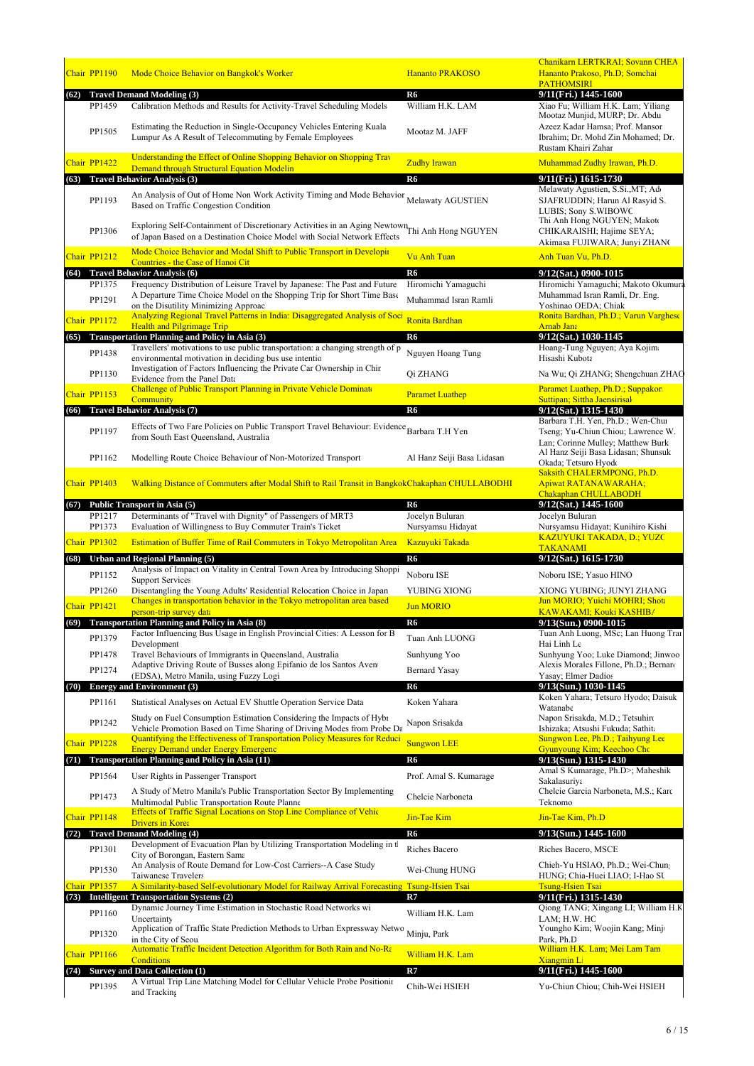| | | | | |
|---|---|---|---|---|
| | Chair PP1190 | Mode Choice Behavior on Bangkok's Worker | Hananto PRAKOSO | Chanikarn LERTKRAI; Sovann CHEA; Hananto Prakoso, Ph.D; Somchai PATHOMSIRI |
| (62) | Travel Demand Modeling (3) | | R6 | 9/11(Fri.) 1445-1600 |
| | PP1459 | Calibration Methods and Results for Activity-Travel Scheduling Models | William H.K. LAM | Xiao Fu; William H.K. Lam; Yiliang |
| | PP1505 | Estimating the Reduction in Single-Occupancy Vehicles Entering Kuala Lumpur As A Result of Telecommuting by Female Employees | Mootaz M. JAFF | Mootaz Munjid, MURP; Dr. Abdu Azeez Kadar Hamsa; Prof. Mansor Ibrahim; Dr. Mohd Zin Mohamed; Dr. Rustam Khairi Zahar |
| | Chair PP1422 | Understanding the Effect of Online Shopping Behavior on Shopping Trav Demand through Structural Equation Modelin | Zudhy Irawan | Muhammad Zudhy Irawan, Ph.D. |
| (63) | Travel Behavior Analysis (3) | | R6 | 9/11(Fri.) 1615-1730 |
| | PP1193 | An Analysis of Out of Home Non Work Activity Timing and Mode Behavior Based on Traffic Congestion Condition | Melawaty AGUSTIEN | Melawaty Agustien, S.Si.,MT; Ad SJAFRUDDIN; Harun Al Rasyid S. LUBIS; Sony S.WIBOWC |
| | PP1306 | Exploring Self-Containment of Discretionary Activities in an Aging Newtown of Japan Based on a Destination Choice Model with Social Network Effects | Thi Anh Hong NGUYEN | Thi Anh Hong NGUYEN; Makoto CHIKARAISHI; Hajime SEYA; Akimasa FUJIWARA; Junyi ZHANG |
| | Chair PP1212 | Mode Choice Behavior and Modal Shift to Public Transport in Developin Countries - the Case of Hanoi Cit | Vu Anh Tuan | Anh Tuan Vu, Ph.D. |
| (64) | Travel Behavior Analysis (6) | | R6 | 9/12(Sat.) 0900-1015 |
| | PP1375 | Frequency Distribution of Leisure Travel by Japanese: The Past and Future | Hiromichi Yamaguchi | Hiromichi Yamaguchi; Makoto Okumura |
| | PP1291 | A Departure Time Choice Model on the Shopping Trip for Short Time Base on the Disutility Minimizing Approac | Muhammad Isran Ramli | Muhammad Isran Ramli, Dr. Eng. Yoshinao OEDA; Chiak |
| | Chair PP1172 | Analyzing Regional Travel Patterns in India: Disaggregated Analysis of Soci Health and Pilgrimage Trip | Ronita Bardhan | Ronita Bardhan, Ph.D.; Varun Varghese Arnab Jana |
| (65) | Transportation Planning and Policy in Asia (3) | | R6 | 9/12(Sat.) 1030-1145 |
| | PP1438 | Travellers' motivations to use public transportation: a changing strength of p environmental motivation in deciding bus use intentio | Nguyen Hoang Tung | Hoang-Tung Nguyen; Aya Kojima Hisashi Kubota |
| | PP1130 | Investigation of Factors Influencing the Private Car Ownership in Chir Evidence from the Panel Data | Qi ZHANG | Na Wu; Qi ZHANG; Shengchuan ZHAO |
| | Chair PP1153 | Challenge of Public Transport Planning in Private Vehicle Dominate Community | Paramet Luathep | Paramet Luathep, Ph.D.; Suppakorn Suttipan; Sittha Jaensirisak |
| (66) | Travel Behavior Analysis (7) | | R6 | 9/12(Sat.) 1315-1430 |
| | PP1197 | Effects of Two Fare Policies on Public Transport Travel Behaviour: Evidence from South East Queensland, Australia | Barbara T.H Yen | Barbara T.H. Yen, Ph.D.; Wen-Chun Tseng; Yu-Chiun Chiou; Lawrence W. Lan; Corinne Mulley; Matthew Burk |
| | PP1162 | Modelling Route Choice Behaviour of Non-Motorized Transport | Al Hanz Seiji Basa Lidasan | Al Hanz Seiji Basa Lidasan; Shunsuk Okada; Tetsuro Hyodo |
| | Chair PP1403 | Walking Distance of Commuters after Modal Shift to Rail Transit in Bangkok | Chakaphan CHULLABODHI | Saksith CHALERMPONG, Ph.D. Apiwat RATANAWARAHA; Chakaphan CHULLABODHI |
| (67) | Public Transport in Asia (5) | | R6 | 9/12(Sat.) 1445-1600 |
| | PP1217 | Determinants of "Travel with Dignity" of Passengers of MRT3 | Jocelyn Buluran | Jocelyn Buluran |
| | PP1373 | Evaluation of Willingness to Buy Commuter Train's Ticket | Nursyamsu Hidayat | Nursyamsu Hidayat; Kunihiro Kishi |
| | Chair PP1302 | Estimation of Buffer Time of Rail Commuters in Tokyo Metropolitan Area | Kazuyuki Takada | KAZUYUKI TAKADA, D.; YUZC TAKANAMI |
| (68) | Urban and Regional Planning (5) | | R6 | 9/12(Sat.) 1615-1730 |
| | PP1152 | Analysis of Impact on Vitality in Central Town Area by Introducing Shoppi Support Services | Noboru ISE | Noboru ISE; Yasuo HINO |
| | PP1260 | Disentangling the Young Adults' Residential Relocation Choice in Japan | YUBING XIONG | XIONG YUBING; JUNYI ZHANG |
| | Chair PP1421 | Changes in transportation behavior in the Tokyo metropolitan area based person-trip survey data | Jun MORIO | Jun MORIO; Yuichi MOHRI; Shota KAWAKAMI; Kouki KASHIBA |
| (69) | Transportation Planning and Policy in Asia (8) | | R6 | 9/13(Sun.) 0900-1015 |
| | PP1379 | Factor Influencing Bus Usage in English Provincial Cities: A Lesson for B Development | Tuan Anh LUONG | Tuan Anh Luong, MSc; Lan Huong Tran Hai Linh Le |
| | PP1478 | Travel Behaviours of Immigrants in Queensland, Australia | Sunhyung Yoo | Sunhyung Yoo; Luke Diamond; Jinwoo |
| | PP1274 | Adaptive Driving Route of Busses along Epifanio de los Santos Aveni (EDSA), Metro Manila, using Fuzzy Logi | Bernard Yasay | Alexis Morales Fillone, Ph.D.; Bernard Yasay; Elmer Dadios |
| (70) | Energy and Environment (3) | | R6 | 9/13(Sun.) 1030-1145 |
| | PP1161 | Statistical Analyses on Actual EV Shuttle Operation Service Data | Koken Yahara | Koken Yahara; Tetsuro Hyodo; Daisuk Watanabe |
| | PP1242 | Study on Fuel Consumption Estimation Considering the Impacts of Hybr Vehicle Promotion Based on Time Sharing of Driving Modes from Probe Da | Napon Srisakda | Napon Srisakda, M.D.; Tetsuhiro Ishizaka; Atsushi Fukuda; Sathita |
| | Chair PP1228 | Quantifying the Effectiveness of Transportation Policy Measures for Reduci Energy Demand under Energy Emergenc | Sungwon LEE | Sungwon Lee, Ph.D.; Taihyung Lee Gyunyoung Kim; Keechoo Cho |
| (71) | Transportation Planning and Policy in Asia (11) | | R6 | 9/13(Sun.) 1315-1430 |
| | PP1564 | User Rights in Passenger Transport | Prof. Amal S. Kumarage | Amal S Kumarage, Ph.D>; Maheshika Sakalasuriya |
| | PP1473 | A Study of Metro Manila's Public Transportation Sector By Implementing Multimodal Public Transportation Route Planne | Chelcie Narboneta | Chelcie Garcia Narboneta, M.S.; Karo Teknomo |
| | Chair PP1148 | Effects of Traffic Signal Locations on Stop Line Compliance of Vehic Drivers in Korea | Jin-Tae Kim | Jin-Tae Kim, Ph.D |
| (72) | Travel Demand Modeling (4) | | R6 | 9/13(Sun.) 1445-1600 |
| | PP1301 | Development of Evacuation Plan by Utilizing Transportation Modeling in tl City of Borongan, Eastern Sama | Riches Bacero | Riches Bacero, MSCE |
| | PP1530 | An Analysis of Route Demand for Low-Cost Carriers--A Case Study Taiwanese Travelers | Wei-Chung HUNG | Chieh-Yu HSIAO, Ph.D.; Wei-Chung HUNG; Chia-Huei LIAO; I-Hao SU |
| | Chair PP1357 | A Similarity-based Self-evolutionary Model for Railway Arrival Forecasting | Tsung-Hsien Tsai | Tsung-Hsien Tsai |
| (73) | Intelligent Transportation Systems (2) | | R7 | 9/11(Fri.) 1315-1430 |
| | PP1160 | Dynamic Journey Time Estimation in Stochastic Road Networks wi Uncertainty | William H.K. Lam | Qiong TANG; Xingang LI; William H.K LAM; H.W. HO |
| | PP1320 | Application of Traffic State Prediction Methods to Urban Expressway Netwo in the City of Seoul | Minju, Park | Youngho Kim; Woojin Kang; Minju Park, Ph.D |
| | Chair PP1166 | Automatic Traffic Incident Detection Algorithm for Both Rain and No-Ra Conditions | William H.K. Lam | William H.K. Lam; Mei Lam Tam Xiangmin Li |
| (74) | Survey and Data Collection (1) | | R7 | 9/11(Fri.) 1445-1600 |
| | PP1395 | A Virtual Trip Line Matching Model for Cellular Vehicle Probe Positionin and Tracking | Chih-Wei HSIEH | Yu-Chiun Chiou; Chih-Wei HSIEH |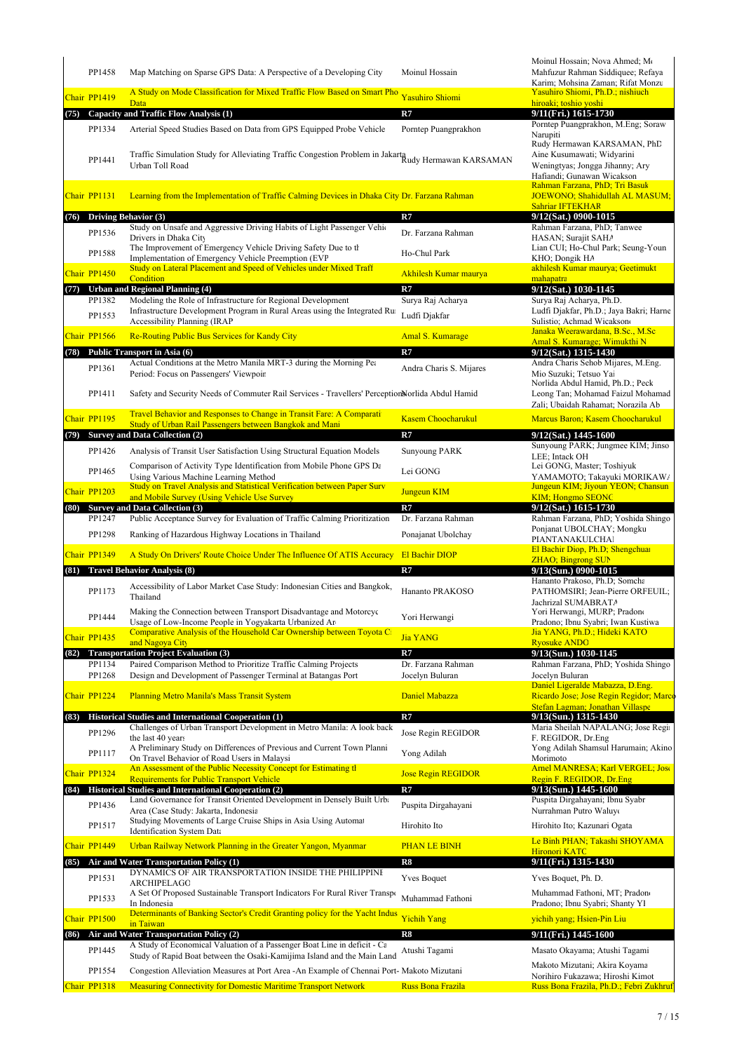| | | | | |
|---|---|---|---|---|
| | PP1458 | Map Matching on Sparse GPS Data: A Perspective of a Developing City | Moinul Hossain | Moinul Hossain; Nova Ahmed; Mahfuzur Rahman Siddiquee; Refaya Karim; Mohsina Zaman; Rifat Monzu |
| | Chair PP1419 | A Study on Mode Classification for Mixed Traffic Flow Based on Smart Pho Data | Yasuhiro Shiomi | Yasuhiro Shiomi, Ph.D.; nishiuch hiroaki; toshio yoshi |
| **(75)** | **Capacity and Traffic Flow Analysis (1)** | | **R7** | **9/11(Fri.) 1615-1730** |
| | PP1334 | Arterial Speed Studies Based on Data from GPS Equipped Probe Vehicle | Porntep Puangprakhon | Porntep Puangprakhon, M.Eng; Soraw Narupiti |
| | PP1441 | Traffic Simulation Study for Alleviating Traffic Congestion Problem in Jakarta Urban Toll Road | Rudy Hermawan KARSAMAN | Rudy Hermawan KARSAMAN, PhD Aine Kusumawati; Widyarini Weningtyas; Jongga Jihanny; Ary Hafiandi; Gunawan Wicakson |
| | Chair PP1131 | Learning from the Implementation of Traffic Calming Devices in Dhaka City | Dr. Farzana Rahman | Rahman Farzana, PhD; Tri Basuk JOEWONO; Shahidullah AL MASUM; Sahriar IFTEKHAR |
| **(76)** | **Driving Behavior (3)** | | **R7** | **9/12(Sat.) 0900-1015** |
| | PP1536 | Study on Unsafe and Aggressive Driving Habits of Light Passenger Vehic Drivers in Dhaka City | Dr. Farzana Rahman | Rahman Farzana, PhD; Tanwee HASAN; Surajit SAHA |
| | PP1588 | The Improvement of Emergency Vehicle Driving Safety Due to th Implementation of Emergency Vehicle Preemption (EVP | Ho-Chul Park | Lian CUI; Ho-Chul Park; Seung-Youn KHO; Dongik HA |
| | Chair PP1450 | Study on Lateral Placement and Speed of Vehicles under Mixed Traff Condition | Akhilesh Kumar maurya | akhilesh Kumar maurya; Geetimukt mahapatra |
| **(77)** | **Urban and Regional Planning (4)** | | **R7** | **9/12(Sat.) 1030-1145** |
| | PP1382 | Modeling the Role of Infrastructure for Regional Development | Surya Raj Acharya | Surya Raj Acharya, Ph.D. |
| | PP1553 | Infrastructure Development Program in Rural Areas using the Integrated Ru Accessibility Planning (IRAP | Ludfi Djakfar | Ludfi Djakfar, Ph.D.; Jaya Bakri; Harne Sulistio; Achmad Wicaksono |
| | Chair PP1566 | Re-Routing Public Bus Services for Kandy City | Amal S. Kumarage | Janaka Weerawardana, B.Sc., M.Sc Amal S. Kumarage; Wimukthi N |
| **(78)** | **Public Transport in Asia (6)** | | **R7** | **9/12(Sat.) 1315-1430** |
| | PP1361 | Actual Conditions at the Metro Manila MRT-3 during the Morning Pea Period: Focus on Passengers' Viewpoin | Andra Charis S. Mijares | Andra Charis Sehob Mijares, M.Eng. Mio Suzuki; Tetsuo Yai |
| | PP1411 | Safety and Security Needs of Commuter Rail Services - Travellers' Perception | Norlida Abdul Hamid | Norlida Abdul Hamid, Ph.D.; Peck Leong Tan; Mohamad Faizul Mohamad Zali; Ubaidah Rahamat; Norazila Ab |
| | Chair PP1195 | Travel Behavior and Responses to Change in Transit Fare: A Comparati Study of Urban Rail Passengers between Bangkok and Mani | Kasem Choocharukul | Marcus Baron; Kasem Choocharukul |
| **(79)** | **Survey and Data Collection (2)** | | **R7** | **9/12(Sat.) 1445-1600** |
| | PP1426 | Analysis of Transit User Satisfaction Using Structural Equation Models | Sunyoung PARK | Sunyoung PARK; Jungmee KIM; Jinso LEE; Intack OH |
| | PP1465 | Comparison of Activity Type Identification from Mobile Phone GPS Da Using Various Machine Learning Method | Lei GONG | Lei GONG, Master; Toshiyuk YAMAMOTO; Takayuki MORIKAWA |
| | Chair PP1203 | Study on Travel Analysis and Statistical Verification between Paper Surv and Mobile Survey (Using Vehicle Use Survey | Jungeun KIM | Jungeun KIM; Jiyoun YEON; Chansun KIM; Hongmo SEONG |
| **(80)** | **Survey and Data Collection (3)** | | **R7** | **9/12(Sat.) 1615-1730** |
| | PP1247 | Public Acceptance Survey for Evaluation of Traffic Calming Prioritization | Dr. Farzana Rahman | Rahman Farzana, PhD; Yoshida Shingo |
| | PP1298 | Ranking of Hazardous Highway Locations in Thailand | Ponajanat Ubolchay | Ponjanat UBOLCHAY; Mongku PIANTANAKULCHAI |
| | Chair PP1349 | A Study On Drivers' Route Choice Under The Influence Of ATIS Accuracy | El Bachir DIOP | El Bachir Diop, Ph.D; Shengchuan ZHAO; Bingrong SUN |
| **(81)** | **Travel Behavior Analysis (8)** | | **R7** | **9/13(Sun.) 0900-1015** |
| | PP1173 | Accessibility of Labor Market Case Study: Indonesian Cities and Bangkok, Thailand | Hananto PRAKOSO | Hananto Prakoso, Ph.D.; Somcha PATHOMSIRI; Jean-Pierre ORFEUIL; Jachrizal SUMABRATA |
| | PP1444 | Making the Connection between Transport Disadvantage and Motorcyc Usage of Low-Income People in Yogyakarta Urbanized Ar | Yori Herwangi | Yori Herwangi, MURP; Pradono Pradono; Ibnu Syabri; Iwan Kustiwa |
| | Chair PP1435 | Comparative Analysis of the Household Car Ownership between Toyota C and Nagoya City | Jia YANG | Jia YANG, Ph.D.; Hideki KATO Ryosuke ANDO |
| **(82)** | **Transportation Project Evaluation (3)** | | **R7** | **9/13(Sun.) 1030-1145** |
| | PP1134 | Paired Comparison Method to Prioritize Traffic Calming Projects | Dr. Farzana Rahman | Rahman Farzana, PhD; Yoshida Shingo |
| | PP1268 | Design and Development of Passenger Terminal at Batangas Port | Jocelyn Buluran | Jocelyn Buluran |
| | Chair PP1224 | Planning Metro Manila's Mass Transit System | Daniel Mabazza | Daniel Ligeralde Mabazza, D.Eng. Ricardo Jose; Jose Regin Regidor; Marco Stefan Lagman; Jonathan Villaspe |
| **(83)** | **Historical Studies and International Cooperation (1)** | | **R7** | **9/13(Sun.) 1315-1430** |
| | PP1296 | Challenges of Urban Transport Development in Metro Manila: A look back the last 40 years | Jose Regin REGIDOR | Maria Sheilah NAPALANG; Jose Regin F. REGIDOR, Dr.Eng |
| | PP1117 | A Preliminary Study on Differences of Previous and Current Town Planni On Travel Behavior of Road Users in Malaysi | Yong Adilah | Yong Adilah Shamsul Harumain; Akino Morimoto |
| | Chair PP1324 | An Assessment of the Public Necessity Concept for Estimating th Requirements for Public Transport Vehicle | Jose Regin REGIDOR | Arnel MANRESA; Karl VERGEL; Jose Regin F. REGIDOR, Dr.Eng |
| **(84)** | **Historical Studies and International Cooperation (2)** | | **R7** | **9/13(Sun.) 1445-1600** |
| | PP1436 | Land Governance for Transit Oriented Development in Densely Built Urb Area (Case Study: Jakarta, Indonesia | Puspita Dirgahayani | Puspita Dirgahayani; Ibnu Syabr Nurrahman Putro Waluyo |
| | PP1517 | Studying Movements of Large Cruise Ships in Asia Using Automat Identification System Data | Hirohito Ito | Hirohito Ito; Kazunari Ogata |
| | Chair PP1449 | Urban Railway Network Planning in the Greater Yangon, Myanmar | PHAN LE BINH | Le Binh PHAN; Takashi SHOYAMA Hironori KATO |
| **(85)** | **Air and Water Transportation Policy (1)** | | **R8** | **9/11(Fri.) 1315-1430** |
| | PP1531 | DYNAMICS OF AIR TRANSPORTATION INSIDE THE PHILIPPINE ARCHIPELAGO | Yves Boquet | Yves Boquet, Ph. D. |
| | PP1533 | A Set Of Proposed Sustainable Transport Indicators For Rural River Transpo In Indonesia | Muhammad Fathoni | Muhammad Fathoni, MT; Pradono Pradono; Ibnu Syabri; Shanty YI |
| | Chair PP1500 | Determinants of Banking Sector's Credit Granting policy for the Yacht Indus in Taiwan | Yichih Yang | yichih yang; Hsien-Pin Liu |
| **(86)** | **Air and Water Transportation Policy (2)** | | **R8** | **9/11(Fri.) 1445-1600** |
| | PP1445 | A Study of Economical Valuation of a Passenger Boat Line in deficit - Ca Study of Rapid Boat between the Osaki-Kamijima Island and the Main Land | Atushi Tagami | Masato Okayama; Atushi Tagami |
| | PP1554 | Congestion Alleviation Measures at Port Area -An Example of Chennai Port- | Makoto Mizutani | Makoto Mizutani; Akira Koyama Norihiro Fukazawa; Hiroshi Kimot |
| | Chair PP1318 | Measuring Connectivity for Domestic Maritime Transport Network | Russ Bona Frazila | Russ Bona Frazila, Ph.D.; Febri Zukhruf |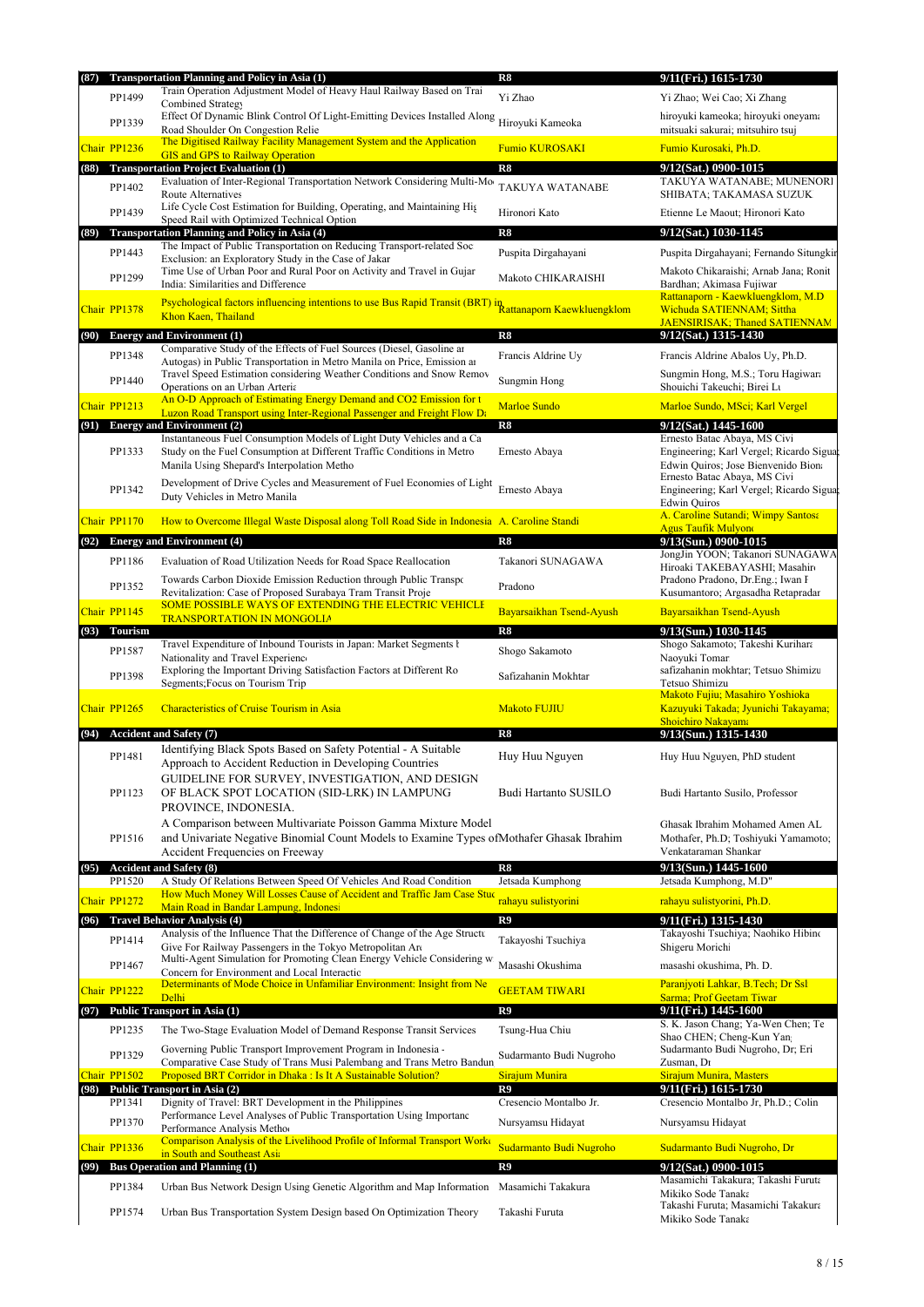| Session | ID | Title | Room / Presenter | Date / Authors |
|---|---|---|---|---|
| **(87)** | | **Transportation Planning and Policy in Asia (1)** | **R8** | **9/11(Fri.) 1615-1730** |
| | PP1499 | Train Operation Adjustment Model of Heavy Haul Railway Based on Trai Combined Strategy | Yi Zhao | Yi Zhao; Wei Cao; Xi Zhang |
| | PP1339 | Effect Of Dynamic Blink Control Of Light-Emitting Devices Installed Along Road Shoulder On Congestion Relie | Hiroyuki Kameoka | hiroyuki kameoka; hiroyuki oneyama mitsuaki sakurai; mitsuhiro tsuj |
| | Chair PP1236 | The Digitised Railway Facility Management System and the Application GIS and GPS to Railway Operation | Fumio KUROSAKI | Fumio Kurosaki, Ph.D. |
| **(88)** | | **Transportation Project Evaluation (1)** | **R8** | **9/12(Sat.) 0900-1015** |
| | PP1402 | Evaluation of Inter-Regional Transportation Network Considering Multi-Mo Route Alternatives | TAKUYA WATANABE | TAKUYA WATANABE; MUNENORI SHIBATA; TAKAMASA SUZUK |
| | PP1439 | Life Cycle Cost Estimation for Building, Operating, and Maintaining Hig Speed Rail with Optimized Technical Option | Hironori Kato | Etienne Le Maout; Hironori Kato |
| **(89)** | | **Transportation Planning and Policy in Asia (4)** | **R8** | **9/12(Sat.) 1030-1145** |
| | PP1443 | The Impact of Public Transportation on Reducing Transport-related Soc Exclusion: an Exploratory Study in the Case of Jakar | Puspita Dirgahayani | Puspita Dirgahayani; Fernando Situngkir |
| | PP1299 | Time Use of Urban Poor and Rural Poor on Activity and Travel in Gujar India: Similarities and Difference | Makoto CHIKARAISHI | Makoto Chikaraishi; Arnab Jana; Ronit Bardhan; Akimasa Fujiwar |
| | Chair PP1378 | Psychological factors influencing intentions to use Bus Rapid Transit (BRT) in Khon Kaen, Thailand | Rattanaporn Kaewkluengklom | Rattanaporn - Kaewkluengklom, M.D Wichuda SATIENNAM; Sittha JAENSIRISAK; Thaned SATIENNAM |
| **(90)** | | **Energy and Environment (1)** | **R8** | **9/12(Sat.) 1315-1430** |
| | PP1348 | Comparative Study of the Effects of Fuel Sources (Diesel, Gasoline ar Autogas) in Public Transportation in Metro Manila on Price, Emission ar | Francis Aldrine Uy | Francis Aldrine Abalos Uy, Ph.D. |
| | PP1440 | Travel Speed Estimation considering Weather Conditions and Snow Remov Operations on an Urban Arteria | Sungmin Hong | Sungmin Hong, M.S.; Toru Hagiwar Shouichi Takeuchi; Birei Lu |
| | Chair PP1213 | An O-D Approach of Estimating Energy Demand and CO2 Emission for t Luzon Road Transport using Inter-Regional Passenger and Freight Flow Da | Marloe Sundo | Marloe Sundo, MSci; Karl Vergel |
| **(91)** | | **Energy and Environment (2)** | **R8** | **9/12(Sat.) 1445-1600** |
| | PP1333 | Instantaneous Fuel Consumption Models of Light Duty Vehicles and a Ca Study on the Fuel Consumption at Different Traffic Conditions in Metro Manila Using Shepard's Interpolation Metho | Ernesto Abaya | Ernesto Batac Abaya, MS Civi Engineering; Karl Vergel; Ricardo Siguay Edwin Quiros; Jose Bienvenido Bion |
| | PP1342 | Development of Drive Cycles and Measurement of Fuel Economies of Light Duty Vehicles in Metro Manila | Ernesto Abaya | Ernesto Batac Abaya, MS Civi Engineering; Karl Vergel; Ricardo Siguay Edwin Quiros |
| | Chair PP1170 | How to Overcome Illegal Waste Disposal along Toll Road Side in Indonesia | A. Caroline Standi | A. Caroline Sutandi; Wimpy Santosa Agus Taufik Mulyono |
| **(92)** | | **Energy and Environment (4)** | **R8** | **9/13(Sun.) 0900-1015** |
| | PP1186 | Evaluation of Road Utilization Needs for Road Space Reallocation | Takanori SUNAGAWA | JongJin YOON; Takanori SUNAGAWA Hiroaki TAKEBAYASHI; Masahiro |
| | PP1352 | Towards Carbon Dioxide Emission Reduction through Public Transpo Revitalization: Case of Proposed Surabaya Tram Transit Proje | Pradono | Pradono Pradono, Dr.Eng.; Iwan P Kusumantoro; Argasadha Retapradar |
| | Chair PP1145 | SOME POSSIBLE WAYS OF EXTENDING THE ELECTRIC VEHICLE TRANSPORTATION IN MONGOLIA | Bayarsaikhan Tsend-Ayush | Bayarsaikhan Tsend-Ayush |
| **(93)** | | **Tourism** | **R8** | **9/13(Sun.) 1030-1145** |
| | PP1587 | Travel Expenditure of Inbound Tourists in Japan: Market Segments b Nationality and Travel Experienc | Shogo Sakamoto | Shogo Sakamoto; Takeshi Kurihara Naoyuki Tomar |
| | PP1398 | Exploring the Important Driving Satisfaction Factors at Different Ro Segments;Focus on Tourism Trip | Safizahanin Mokhtar | safizahanin mokhtar; Tetsuo Shimizu Tetsuo Shimizu |
| | Chair PP1265 | Characteristics of Cruise Tourism in Asia | Makoto FUJIU | Makoto Fujiu; Masahiro Yoshioka Kazuyuki Takada; Jyunichi Takayama; Shoichiro Nakayama |
| **(94)** | | **Accident and Safety (7)** | **R8** | **9/13(Sun.) 1315-1430** |
| | PP1481 | Identifying Black Spots Based on Safety Potential - A Suitable Approach to Accident Reduction in Developing Countries | Huy Huu Nguyen | Huy Huu Nguyen, PhD student |
| | PP1123 | GUIDELINE FOR SURVEY, INVESTIGATION, AND DESIGN OF BLACK SPOT LOCATION (SID-LRK) IN LAMPUNG PROVINCE, INDONESIA. | Budi Hartanto SUSILO | Budi Hartanto Susilo, Professor |
| | PP1516 | A Comparison between Multivariate Poisson Gamma Mixture Model and Univariate Negative Binomial Count Models to Examine Types of Accident Frequencies on Freeway | Mothafer Ghasak Ibrahim | Ghasak Ibrahim Mohamed Amen AL Mothafer, Ph.D; Toshiyuki Yamamoto; Venkataraman Shankar |
| **(95)** | | **Accident and Safety (8)** | **R8** | **9/13(Sun.) 1445-1600** |
| | PP1520 | A Study Of Relations Between Speed Of Vehicles And Road Condition | Jetsada Kumphong | Jetsada Kumphong, M.D" |
| | Chair PP1272 | How Much Money Will Losses Cause of Accident and Traffic Jam Case Stuc Main Road in Bandar Lampung, Indonesi | rahayu sulistyorini | rahayu sulistyorini, Ph.D. |
| **(96)** | | **Travel Behavior Analysis (4)** | **R9** | **9/11(Fri.) 1315-1430** |
| | PP1414 | Analysis of the Influence That the Difference of Change of the Age Structu Give For Railway Passengers in the Tokyo Metropolitan Are | Takayoshi Tsuchiya | Takayoshi Tsuchiya; Naohiko Hibino Shigeru Morichi |
| | PP1467 | Multi-Agent Simulation for Promoting Clean Energy Vehicle Considering w Concern for Environment and Local Interactic | Masashi Okushima | masashi okushima, Ph. D. |
| | Chair PP1222 | Determinants of Mode Choice in Unfamiliar Environment: Insight from Ne Delhi | GEETAM TIWARI | Paranjyoti Lahkar, B.Tech; Dr Ssl Sarma; Prof Geetam Tiwar |
| **(97)** | | **Public Transport in Asia (1)** | **R9** | **9/11(Fri.) 1445-1600** |
| | PP1235 | The Two-Stage Evaluation Model of Demand Response Transit Services | Tsung-Hua Chiu | S. K. Jason Chang; Ya-Wen Chen; Te Shao CHEN; Cheng-Kun Yan |
| | PP1329 | Governing Public Transport Improvement Program in Indonesia - Comparative Case Study of Trans Musi Palembang and Trans Metro Bandun | Sudarmanto Budi Nugroho | Sudarmanto Budi Nugroho, Dr; Eri Zusman, Dr |
| | Chair PP1502 | Proposed BRT Corridor in Dhaka : Is It A Sustainable Solution? | Sirajum Munira | Sirajum Munira, Masters |
| **(98)** | | **Public Transport in Asia (2)** | **R9** | **9/11(Fri.) 1615-1730** |
| | PP1341 | Dignity of Travel: BRT Development in the Philippines | Cresencio Montalbo Jr. | Cresencio Montalbo Jr, Ph.D.; Colin |
| | PP1370 | Performance Level Analyses of Public Transportation Using Importanc Performance Analysis Metho | Nursyamsu Hidayat | Nursyamsu Hidayat |
| | Chair PP1336 | Comparison Analysis of the Livelihood Profile of Informal Transport Work in South and Southeast Asi | Sudarmanto Budi Nugroho | Sudarmanto Budi Nugroho, Dr |
| **(99)** | | **Bus Operation and Planning (1)** | **R9** | **9/12(Sat.) 0900-1015** |
| | PP1384 | Urban Bus Network Design Using Genetic Algorithm and Map Information | Masamichi Takakura | Masamichi Takakura; Takashi Furuta Mikiko Sode Tanaka |
| | PP1574 | Urban Bus Transportation System Design based On Optimization Theory | Takashi Furuta | Takashi Furuta; Masamichi Takakura Mikiko Sode Tanaka |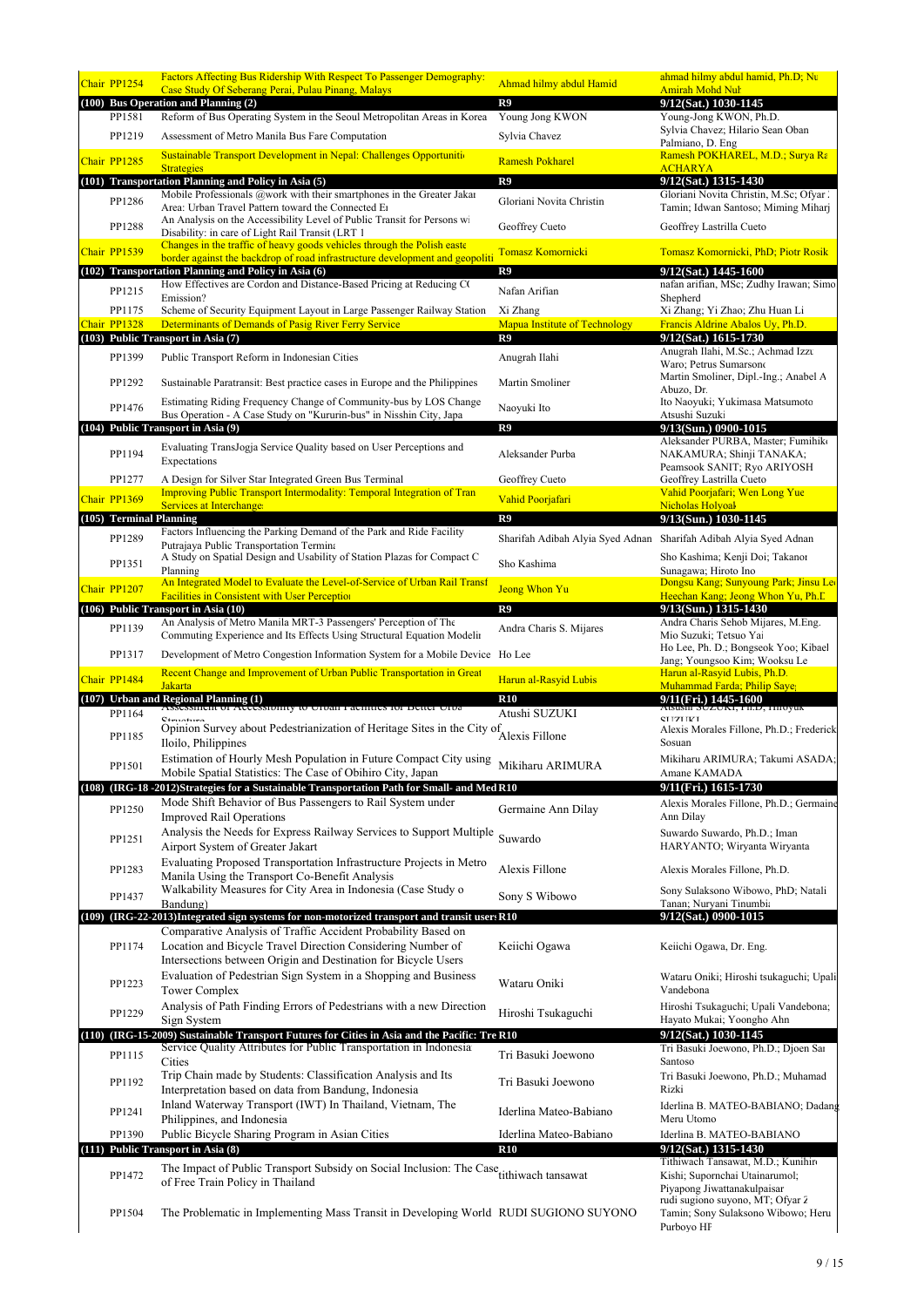| | | | |
|---|---|---|---|
| Chair PP1254 | Factors Affecting Bus Ridership With Respect To Passenger Demography: Case Study Of Seberang Perai, Pulau Pinang, Malays | Ahmad hilmy abdul Hamid | ahmad hilmy abdul hamid, Ph.D; Nu Amirah Mohd Nuh |
| **(100) Bus Operation and Planning (2)** | | **R9** | **9/12(Sat.) 1030-1145** |
| PP1581 | Reform of Bus Operating System in the Seoul Metropolitan Areas in Korea | Young Jong KWON | Young-Jong KWON, Ph.D. |
| PP1219 | Assessment of Metro Manila Bus Fare Computation | Sylvia Chavez | Sylvia Chavez; Hilario Sean Oban Palmiano, D. Eng |
| Chair PP1285 | Sustainable Transport Development in Nepal: Challenges Opportunitie Strategies | Ramesh Pokharel | Ramesh POKHAREL, M.D.; Surya Ra ACHARYA |
| **(101) Transportation Planning and Policy in Asia (5)** | | **R9** | **9/12(Sat.) 1315-1430** |
| PP1286 | Mobile Professionals @work with their smartphones in the Greater Jakar Area: Urban Travel Pattern toward the Connected Er | Gloriani Novita Christin | Gloriani Novita Christin, M.Sc; Ofyar Tamin; Idwan Santoso; Miming Miharj |
| PP1288 | An Analysis on the Accessibility Level of Public Transit for Persons wi Disability: in care of Light Rail Transit (LRT 1 | Geoffrey Cueto | Geoffrey Lastrilla Cueto |
| Chair PP1539 | Changes in the traffic of heavy goods vehicles through the Polish easte border against the backdrop of road infrastructure development and geopoliti | Tomasz Komornicki | Tomasz Komornicki, PhD; Piotr Rosik |
| **(102) Transportation Planning and Policy in Asia (6)** | | **R9** | **9/12(Sat.) 1445-1600** |
| PP1215 | How Effectives are Cordon and Distance-Based Pricing at Reducing CO Emission? | Nafan Arifian | nafan arifian, MSc; Zudhy Irawan; Simo Shepherd |
| PP1175 | Scheme of Security Equipment Layout in Large Passenger Railway Station | Xi Zhang | Xi Zhang; Yi Zhao; Zhu Huan Li |
| Chair PP1328 | Determinants of Demands of Pasig River Ferry Service | Mapua Institute of Technology | Francis Aldrine Abalos Uy, Ph.D. |
| **(103) Public Transport in Asia (7)** | | **R9** | **9/12(Sat.) 1615-1730** |
| PP1399 | Public Transport Reform in Indonesian Cities | Anugrah Ilahi | Anugrah Ilahi, M.Sc.; Achmad Izzu Waro; Petrus Sumarsono |
| PP1292 | Sustainable Paratransit: Best practice cases in Europe and the Philippines | Martin Smoliner | Martin Smoliner, Dipl.-Ing.; Anabel A Abuzo, Dr. |
| PP1476 | Estimating Riding Frequency Change of Community-bus by LOS Change Bus Operation - A Case Study on "Kururin-bus" in Nisshin City, Japa | Naoyuki Ito | Ito Naoyuki; Yukimasa Matsumoto Atsushi Suzuki |
| **(104) Public Transport in Asia (9)** | | **R9** | **9/13(Sun.) 0900-1015** |
| PP1194 | Evaluating TransJogja Service Quality based on User Perceptions and Expectations | Aleksander Purba | Aleksander PURBA, Master; Fumihiko NAKAMURA; Shinji TANAKA; Peamsook SANIT; Ryo ARIYOSH |
| PP1277 | A Design for Silver Star Integrated Green Bus Terminal | Geoffrey Cueto | Geoffrey Lastrilla Cueto |
| Chair PP1369 | Improving Public Transport Intermodality: Temporal Integration of Tran Services at Interchanges | Vahid Poorjafari | Vahid Poorjafari; Wen Long Yue Nicholas Holyoak |
| **(105) Terminal Planning** | | **R9** | **9/13(Sun.) 1030-1145** |
| PP1289 | Factors Influencing the Parking Demand of the Park and Ride Facility Putrajaya Public Transportation Termina | Sharifah Adibah Alyia Syed Adnan | Sharifah Adibah Alyia Syed Adnan |
| PP1351 | A Study on Spatial Design and Usability of Station Plazas for Compact C Planning | Sho Kashima | Sho Kashima; Kenji Doi; Takanor Sunagawa; Hiroto Ino |
| Chair PP1207 | An Integrated Model to Evaluate the Level-of-Service of Urban Rail Transf Facilities in Consistent with User Perceptior | Jeong Whon Yu | Dongsu Kang; Sunyoung Park; Jinsu Lee Heechan Kang; Jeong Whon Yu, Ph.D |
| **(106) Public Transport in Asia (10)** | | **R9** | **9/13(Sun.) 1315-1430** |
| PP1139 | An Analysis of Metro Manila MRT-3 Passengers' Perception of The Commuting Experience and Its Effects Using Structural Equation Modelin | Andra Charis S. Mijares | Andra Charis Sehob Mijares, M.Eng. Mio Suzuki; Tetsuo Yai |
| PP1317 | Development of Metro Congestion Information System for a Mobile Device | Ho Lee | Ho Lee, Ph. D.; Bongseok Yoo; Kibael Jang; Youngsoo Kim; Wooksu Le |
| Chair PP1484 | Recent Change and Improvement of Urban Public Transportation in Great Jakarta | Harun al-Rasyid Lubis | Harun al-Rasyid Lubis, Ph.D. Muhammad Farda; Philip Saye |
| **(107) Urban and Regional Planning (1)** | | **R10** | **9/11(Fri.) 1445-1600** |
| PP1164 | Assessment of Accessibility to Urban Facilities for Better Urba Structure | Atushi SUZUKI | Atsushi SUZUKI, Ph.D; Hiroyuk SUZUKI |
| PP1185 | Opinion Survey about Pedestrianization of Heritage Sites in the City of Iloilo, Philippines | Alexis Fillone | Alexis Morales Fillone, Ph.D.; Frederick Sosuan |
| PP1501 | Estimation of Hourly Mesh Population in Future Compact City using Mobile Spatial Statistics: The Case of Obihiro City, Japan | Mikiharu ARIMURA | Mikiharu ARIMURA; Takumi ASADA; Amane KAMADA |
| **(108) (IRG-18 -2012)Strategies for a Sustainable Transportation Path for Small- and Med** | | **R10** | **9/11(Fri.) 1615-1730** |
| PP1250 | Mode Shift Behavior of Bus Passengers to Rail System under Improved Rail Operations | Germaine Ann Dilay | Alexis Morales Fillone, Ph.D.; Germaine Ann Dilay |
| PP1251 | Analysis the Needs for Express Railway Services to Support Multiple Airport System of Greater Jakart | Suwardo | Suwardo Suwardo, Ph.D.; Iman HARYANTO; Wiryanta Wiryanta |
| PP1283 | Evaluating Proposed Transportation Infrastructure Projects in Metro Manila Using the Transport Co-Benefit Analysis | Alexis Fillone | Alexis Morales Fillone, Ph.D. |
| PP1437 | Walkability Measures for City Area in Indonesia (Case Study o Bandung) | Sony S Wibowo | Sony Sulaksono Wibowo, PhD; Natali Tanan; Nuryani Tinumbia |
| **(109) (IRG-22-2013)Integrated sign systems for non-motorized transport and transit users** | | **R10** | **9/12(Sat.) 0900-1015** |
| PP1174 | Comparative Analysis of Traffic Accident Probability Based on Location and Bicycle Travel Direction Considering Number of Intersections between Origin and Destination for Bicycle Users | Keiichi Ogawa | Keiichi Ogawa, Dr. Eng. |
| PP1223 | Evaluation of Pedestrian Sign System in a Shopping and Business Tower Complex | Wataru Oniki | Wataru Oniki; Hiroshi tsukaguchi; Upali Vandebona |
| PP1229 | Analysis of Path Finding Errors of Pedestrians with a new Direction Sign System | Hiroshi Tsukaguchi | Hiroshi Tsukaguchi; Upali Vandebona; Hayato Mukai; Yoongho Ahn |
| **(110) (IRG-15-2009) Sustainable Transport Futures for Cities in Asia and the Pacific: Tre** | | **R10** | **9/12(Sat.) 1030-1145** |
| PP1115 | Service Quality Attributes for Public Transportation in Indonesia Cities | Tri Basuki Joewono | Tri Basuki Joewono, Ph.D.; Djoen San Santoso |
| PP1192 | Trip Chain made by Students: Classification Analysis and Its Interpretation based on data from Bandung, Indonesia | Tri Basuki Joewono | Tri Basuki Joewono, Ph.D.; Muhamad Rizki |
| PP1241 | Inland Waterway Transport (IWT) In Thailand, Vietnam, The Philippines, and Indonesia | Iderlina Mateo-Babiano | Iderlina B. MATEO-BABIANO; Dadang Meru Utomo |
| PP1390 | Public Bicycle Sharing Program in Asian Cities | Iderlina Mateo-Babiano | Iderlina B. MATEO-BABIANO |
| **(111) Public Transport in Asia (8)** | | **R10** | **9/12(Sat.) 1315-1430** |
| PP1472 | The Impact of Public Transport Subsidy on Social Inclusion: The Case of Free Train Policy in Thailand | tithiwach tansawat | Tithiwach Tansawat, M.D.; Kunihiro Kishi; Supornchai Utainarumol; Piyapong Jiwattanakulpaisar |
| PP1504 | The Problematic in Implementing Mass Transit in Developing World | RUDI SUGIONO SUYONO | rudi sugiono suyono, MT; Ofyar Z Tamin; Sony Sulaksono Wibowo; Heru Purboyo HP |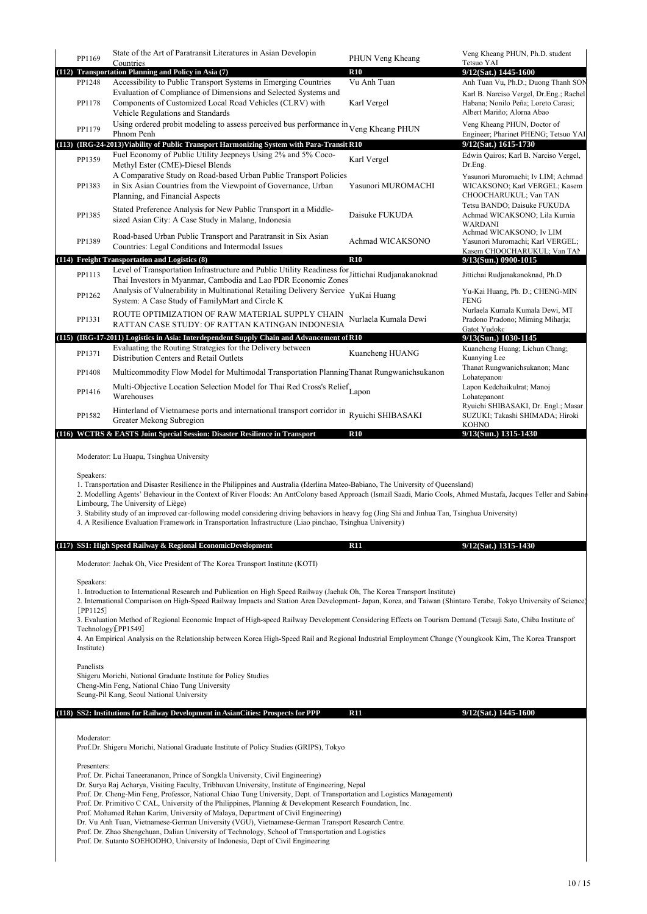| | | | |
|---|---|---|---|
| PP1169 | State of the Art of Paratransit Literatures in Asian Developin Countries | PHUN Veng Kheang | Veng Kheang PHUN, Ph.D. student Tetsuo YAI |
| **(112)** | **Transportation Planning and Policy in Asia (7)** | **R10** | **9/12(Sat.) 1445-1600** |
| PP1248 | Accessibility to Public Transport Systems in Emerging Countries | Vu Anh Tuan | Anh Tuan Vu, Ph.D.; Duong Thanh SON |
| PP1178 | Evaluation of Compliance of Dimensions and Selected Systems and Components of Customized Local Road Vehicles (CLRV) with Vehicle Regulations and Standards | Karl Vergel | Karl B. Narciso Vergel, Dr.Eng.; Rachel Habana; Nonilo Peña; Loreto Carasi; Albert Mariño; Alorna Abao |
| PP1179 | Using ordered probit modeling to assess perceived bus performance in Phnom Penh | Veng Kheang PHUN | Veng Kheang PHUN, Doctor of Engineer; Pharinet PHENG; Tetsuo YAI |
| **(113)** | **(IRG-24-2013)Viability of Public Transport Harmonizing System with Para-Transit** | **R10** | **9/12(Sat.) 1615-1730** |
| PP1359 | Fuel Economy of Public Utility Jeepneys Using 2% and 5% Coco-Methyl Ester (CME)-Diesel Blends | Karl Vergel | Edwin Quiros; Karl B. Narciso Vergel, Dr.Eng. |
| PP1383 | A Comparative Study on Road-based Urban Public Transport Policies in Six Asian Countries from the Viewpoint of Governance, Urban Planning, and Financial Aspects | Yasunori MUROMACHI | Yasunori Muromachi; Iv LIM; Achmad WICAKSONO; Karl VERGEL; Kasem CHOOCHARUKUL; Van TAN |
| PP1385 | Stated Preference Analysis for New Public Transport in a Middle-sized Asian City: A Case Study in Malang, Indonesia | Daisuke FUKUDA | Tetsu BANDO; Daisuke FUKUDA Achmad WICAKSONO; Lila Kurnia WARDANI |
| PP1389 | Road-based Urban Public Transport and Paratransit in Six Asian Countries: Legal Conditions and Intermodal Issues | Achmad WICAKSONO | Achmad WICAKSONO; Iv LIM Yasunori Muromachi; Karl VERGEL; Kasem CHOOCHARUKUL; Van TAN |
| **(114)** | **Freight Transportation and Logistics (8)** | **R10** | **9/13(Sun.) 0900-1015** |
| PP1113 | Level of Transportation Infrastructure and Public Utility Readiness for Thai Investors in Myanmar, Cambodia and Lao PDR Economic Zones | Jittichai Rudjanakanoknad | Jittichai Rudjanakanoknad, Ph.D |
| PP1262 | Analysis of Vulnerability in Multinational Retailing Delivery Service System: A Case Study of FamilyMart and Circle K | YuKai Huang | Yu-Kai Huang, Ph. D.; CHENG-MIN FENG |
| PP1331 | ROUTE OPTIMIZATION OF RAW MATERIAL SUPPLY CHAIN RATTAN CASE STUDY: OF RATTAN KATINGAN INDONESIA | Nurlaela Kumala Dewi | Nurlaela Kumala Kumala Dewi, MT Pradono Pradono; Miming Miharja; Gatot Yudoko |
| **(115)** | **(IRG-17-2011) Logistics in Asia: Interdependent Supply Chain and Advancement of** | **R10** | **9/13(Sun.) 1030-1145** |
| PP1371 | Evaluating the Routing Strategies for the Delivery between Distribution Centers and Retail Outlets | Kuancheng HUANG | Kuancheng Huang; Lichun Chang; Kuanying Lee |
| PP1408 | Multicommodity Flow Model for Multimodal Transportation Planning | Thanat Rungwanichsukanon | Thanat Rungwanichsukanon; Manoj Lohatepanont |
| PP1416 | Multi-Objective Location Selection Model for Thai Red Cross's Relief Warehouses | Lapon | Lapon Kedchaikulrat; Manoj Lohatepanont |
| PP1582 | Hinterland of Vietnamese ports and international transport corridor in Greater Mekong Subregion | Ryuichi SHIBASAKI | Ryuichi SHIBASAKI, Dr. Engl.; Masar SUZUKI; Takashi SHIMADA; Hiroki KOHNO |
| **(116)** | **WCTRS & EASTS Joint Special Session: Disaster Resilience in Transport** | **R10** | **9/13(Sun.) 1315-1430** |

Moderator: Lu Huapu, Tsinghua University

Speakers:

1. Transportation and Disaster Resilience in the Philippines and Australia (Iderlina Mateo-Babiano, The University of Queensland)
2. Modelling Agents' Behaviour in the Context of River Floods: An AntColony based Approach (Ismaïl Saadi, Mario Cools, Ahmed Mustafa, Jacques Teller and Sabine Limbourg, The University of Liège)
3. Stability study of an improved car-following model considering driving behaviors in heavy fog (Jing Shi and Jinhua Tan, Tsinghua University)
4. A Resilience Evaluation Framework in Transportation Infrastructure (Liao pinchao, Tsinghua University)

| | | | |
|---|---|---|---|
| **(117)** | **SS1: High Speed Railway & Regional EconomicDevelopment** | **R11** | **9/12(Sat.) 1315-1430** |

Moderator: Jaehak Oh, Vice President of The Korea Transport Institute (KOTI)

Speakers:

1. Introduction to International Research and Publication on High Speed Railway (Jaehak Oh, The Korea Transport Institute)
2. International Comparison on High-Speed Railway Impacts and Station Area Development- Japan, Korea, and Taiwan (Shintaro Terabe, Tokyo University of Science) [PP1125]
3. Evaluation Method of Regional Economic Impact of High-speed Railway Development Considering Effects on Tourism Demand (Tetsuji Sato, Chiba Institute of Technology)[PP1549]
4. An Empirical Analysis on the Relationship between Korea High-Speed Rail and Regional Industrial Employment Change (Youngkook Kim, The Korea Transport Institute)

Panelists

Shigeru Morichi, National Graduate Institute for Policy Studies
Cheng-Min Feng, National Chiao Tung University
Seung-Pil Kang, Seoul National University

| | | | |
|---|---|---|---|
| **(118)** | **SS2: Institutions for Railway Development in AsianCities: Prospects for PPP** | **R11** | **9/12(Sat.) 1445-1600** |

Moderator:

Prof.Dr. Shigeru Morichi, National Graduate Institute of Policy Studies (GRIPS), Tokyo

Presenters:

Prof. Dr. Pichai Taneerananon, Prince of Songkla University, Civil Engineering)
Dr. Surya Raj Acharya, Visiting Faculty, Tribhuvan University, Institute of Engineering, Nepal
Prof. Dr. Cheng-Min Feng, Professor, National Chiao Tung University, Dept. of Transportation and Logistics Management)
Prof. Dr. Primitivo C CAL, University of the Philippines, Planning & Development Research Foundation, Inc.
Prof. Mohamed Rehan Karim, University of Malaya, Department of Civil Engineering)
Dr. Vu Anh Tuan, Vietnamese-German University (VGU), Vietnamese-German Transport Research Centre.
Prof. Dr. Zhao Shengchuan, Dalian University of Technology, School of Transportation and Logistics
Prof. Dr. Sutanto SOEHODHO, University of Indonesia, Dept of Civil Engineering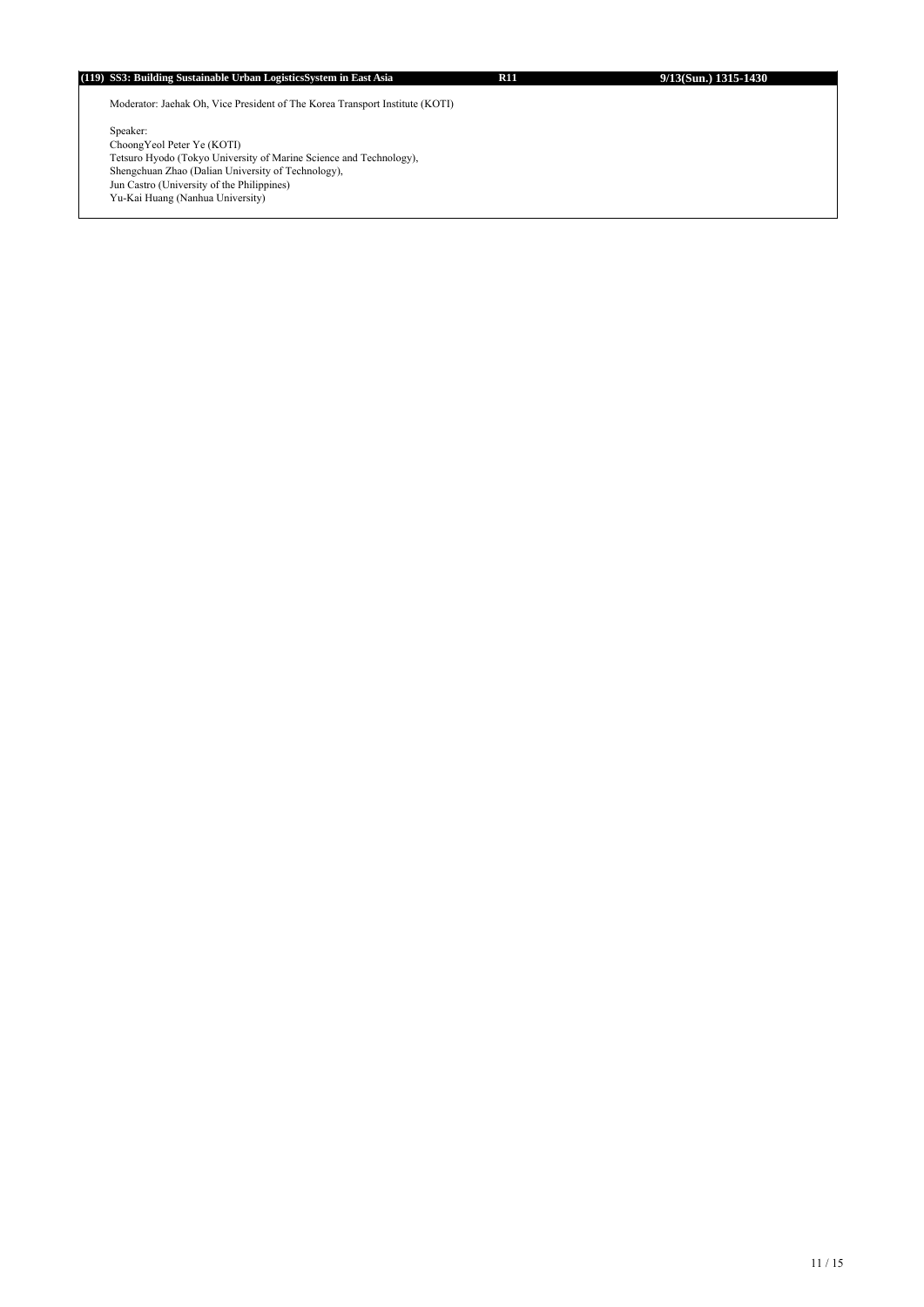**(119) SS3: Building Sustainable Urban LogisticsSystem in East Asia | R11 | 9/13(Sun.) 1315-1430**

Moderator: Jaehak Oh, Vice President of The Korea Transport Institute (KOTI)

Speaker:
ChoongYeol Peter Ye (KOTI)
Tetsuro Hyodo (Tokyo University of Marine Science and Technology),
Shengchuan Zhao (Dalian University of Technology),
Jun Castro (University of the Philippines)
Yu-Kai Huang (Nanhua University)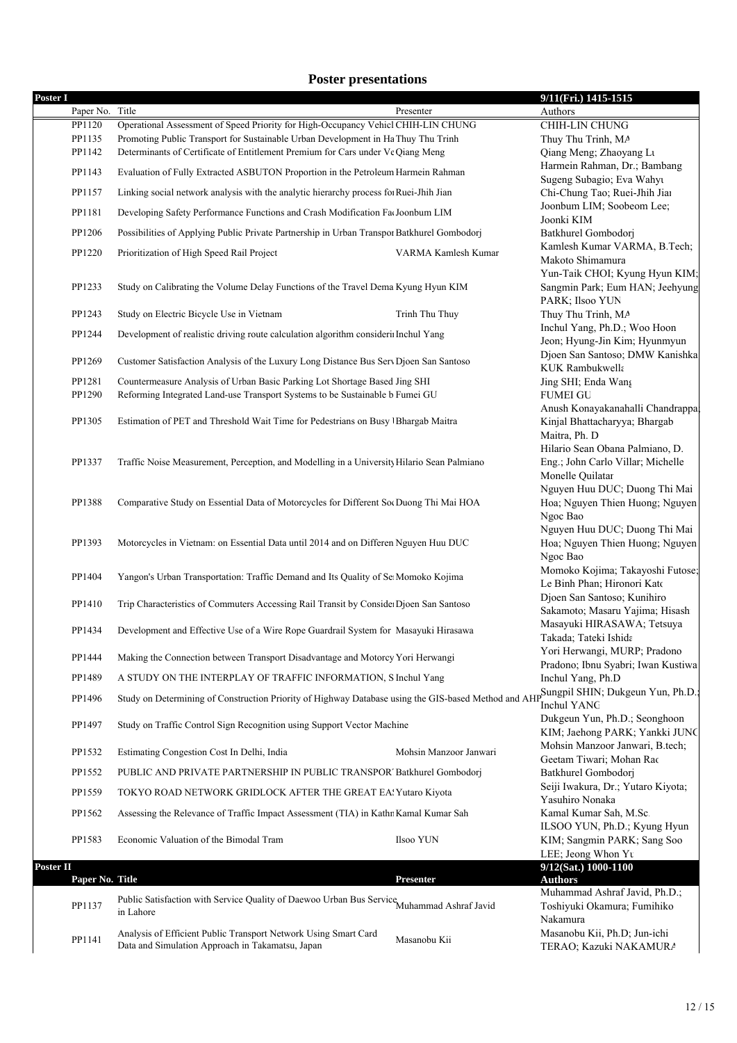# Poster presentations

**Poster I** — 9/11(Fri.) 1415-1515

| Paper No. | Title | Presenter | Authors |
|---|---|---|---|
| PP1120 | Operational Assessment of Speed Priority for High-Occupancy Vehicl | CHIH-LIN CHUNG | CHIH-LIN CHUNG |
| PP1135 | Promoting Public Transport for Sustainable Urban Development in Ha | Thuy Thu Trinh | Thuy Thu Trinh, MA |
| PP1142 | Determinants of Certificate of Entitlement Premium for Cars under Ve | Qiang Meng | Qiang Meng; Zhaoyang Lu |
| PP1143 | Evaluation of Fully Extracted ASBUTON Proportion in the Petroleum | Harmein Rahman | Harmein Rahman, Dr.; Bambang Sugeng Subagio; Eva Wahyu |
| PP1157 | Linking social network analysis with the analytic hierarchy process for | Ruei-Jhih Jian | Chi-Chung Tao; Ruei-Jhih Jian |
| PP1181 | Developing Safety Performance Functions and Crash Modification Fac | Joonbum LIM | Joonbum LIM; Soobeom Lee; Joonki KIM |
| PP1206 | Possibilities of Applying Public Private Partnership in Urban Transpor | Batkhurel Gombodorj | Batkhurel Gombodorj |
| PP1220 | Prioritization of High Speed Rail Project | VARMA Kamlesh Kumar | Kamlesh Kumar VARMA, B.Tech; Makoto Shimamura |
| PP1233 | Study on Calibrating the Volume Delay Functions of the Travel Dema | Kyung Hyun KIM | Yun-Taik CHOI; Kyung Hyun KIM; Sangmin Park; Eum HAN; Jeehyung PARK; Ilsoo YUN |
| PP1243 | Study on Electric Bicycle Use in Vietnam | Trinh Thu Thuy | Thuy Thu Trinh, MA |
| PP1244 | Development of realistic driving route calculation algorithm consideri | Inchul Yang | Inchul Yang, Ph.D.; Woo Hoon Jeon; Hyung-Jin Kim; Hyunmyun |
| PP1269 | Customer Satisfaction Analysis of the Luxury Long Distance Bus Serv | Djoen San Santoso | Djoen San Santoso; DMW Kanishka KUK Rambukwella |
| PP1281 | Countermeasure Analysis of Urban Basic Parking Lot Shortage Based | Jing SHI | Jing SHI; Enda Wang |
| PP1290 | Reforming Integrated Land-use Transport Systems to be Sustainable b | Fumei GU | FUMEI GU |
| PP1305 | Estimation of PET and Threshold Wait Time for Pedestrians on Busy | Bhargab Maitra | Anush Konayakanahalli Chandrappa; Kinjal Bhattacharyya; Bhargab Maitra, Ph. D |
| PP1337 | Traffic Noise Measurement, Perception, and Modelling in a University | Hilario Sean Palmiano | Hilario Sean Obana Palmiano, D. Eng.; John Carlo Villar; Michelle Monelle Quilatan |
| PP1388 | Comparative Study on Essential Data of Motorcycles for Different Soc | Duong Thi Mai HOA | Nguyen Huu DUC; Duong Thi Mai Hoa; Nguyen Thien Huong; Nguyen Ngoc Bao |
| PP1393 | Motorcycles in Vietnam: on Essential Data until 2014 and on Differen | Nguyen Huu DUC | Nguyen Huu DUC; Duong Thi Mai Hoa; Nguyen Thien Huong; Nguyen Ngoc Bao |
| PP1404 | Yangon's Urban Transportation: Traffic Demand and Its Quality of Se | Momoko Kojima | Momoko Kojima; Takayoshi Futose; Le Binh Phan; Hironori Kato |
| PP1410 | Trip Characteristics of Commuters Accessing Rail Transit by Conside | Djoen San Santoso | Djoen San Santoso; Kunihiro Sakamoto; Masaru Yajima; Hisash |
| PP1434 | Development and Effective Use of a Wire Rope Guardrail System for | Masayuki Hirasawa | Masayuki HIRASAWA; Tetsuya Takada; Tateki Ishida |
| PP1444 | Making the Connection between Transport Disadvantage and Motorcy | Yori Herwangi | Yori Herwangi, MURP; Pradono Pradono; Ibnu Syabri; Iwan Kustiwa |
| PP1489 | A STUDY ON THE INTERPLAY OF TRAFFIC INFORMATION, S | Inchul Yang | Inchul Yang, Ph.D |
| PP1496 | Study on Determining of Construction Priority of Highway Database using the GIS-based Method and AHP | | Sungpil SHIN; Dukgeun Yun, Ph.D.; Inchul YANG |
| PP1497 | Study on Traffic Control Sign Recognition using Support Vector Machine | | Dukgeun Yun, Ph.D.; Seonghoon KIM; Jaehong PARK; Yankki JUNG |
| PP1532 | Estimating Congestion Cost In Delhi, India | Mohsin Manzoor Janwari | Mohsin Manzoor Janwari, B.tech; Geetam Tiwari; Mohan Rao |
| PP1552 | PUBLIC AND PRIVATE PARTNERSHIP IN PUBLIC TRANSPOR | Batkhurel Gombodorj | Batkhurel Gombodorj |
| PP1559 | TOKYO ROAD NETWORK GRIDLOCK AFTER THE GREAT EA | Yutaro Kiyota | Seiji Iwakura, Dr.; Yutaro Kiyota; Yasuhiro Nonaka |
| PP1562 | Assessing the Relevance of Traffic Impact Assessment (TIA) in Kathn | Kamal Kumar Sah | Kamal Kumar Sah, M.Sc. |
| PP1583 | Economic Valuation of the Bimodal Tram | Ilsoo YUN | ILSOO YUN, Ph.D.; Kyung Hyun KIM; Sangmin PARK; Sang Soo LEE; Jeong Whon Yu |

**Poster II** — 9/12(Sat.) 1000-1100

| Paper No. | Title | Presenter | Authors |
|---|---|---|---|
| PP1137 | Public Satisfaction with Service Quality of Daewoo Urban Bus Service in Lahore | Muhammad Ashraf Javid | Muhammad Ashraf Javid, Ph.D.; Toshiyuki Okamura; Fumihiko Nakamura |
| PP1141 | Analysis of Efficient Public Transport Network Using Smart Card Data and Simulation Approach in Takamatsu, Japan | Masanobu Kii | Masanobu Kii, Ph.D; Jun-ichi TERAO; Kazuki NAKAMURA |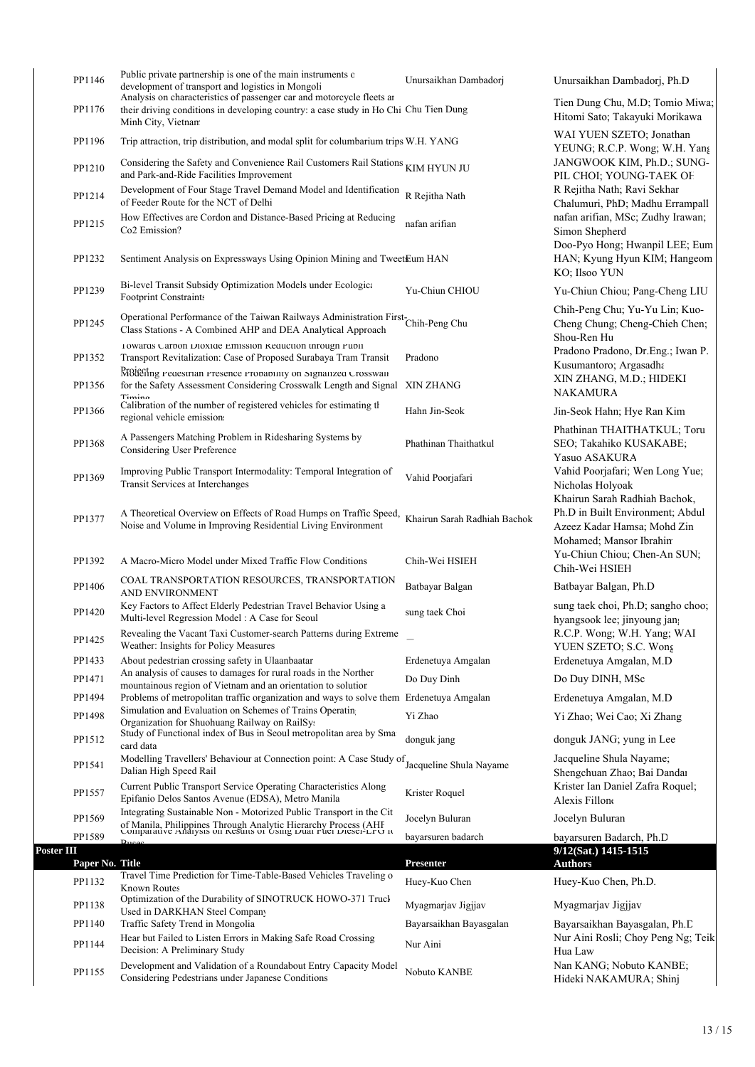| | | | |
|---|---|---|---|
| PP1146 | Public private partnership is one of the main instruments c development of transport and logistics in Mongoli | Unursaikhan Dambadorj | Unursaikhan Dambadorj, Ph.D |
| PP1176 | Analysis on characteristics of passenger car and motorcycle fleets ar their driving conditions in developing country: a case study in Ho Chi Minh City, Vietnam | Chu Tien Dung | Tien Dung Chu, M.D; Tomio Miwa; Hitomi Sato; Takayuki Morikawa |
| PP1196 | Trip attraction, trip distribution, and modal split for columbarium trips | W.H. YANG | WAI YUEN SZETO; Jonathan YEUNG; R.C.P. Wong; W.H. Yang |
| PP1210 | Considering the Safety and Convenience Rail Customers Rail Stations and Park-and-Ride Facilities Improvement | KIM HYUN JU | JANGWOOK KIM, Ph.D.; SUNG-PIL CHOI; YOUNG-TAEK OH |
| PP1214 | Development of Four Stage Travel Demand Model and Identification of Feeder Route for the NCT of Delhi | R Rejitha Nath | R Rejitha Nath; Ravi Sekhar Chalumuri, PhD; Madhu Errampall |
| PP1215 | How Effectives are Cordon and Distance-Based Pricing at Reducing Co2 Emission? | nafan arifian | nafan arifian, MSc; Zudhy Irawan; Simon Shepherd |
| PP1232 | Sentiment Analysis on Expressways Using Opinion Mining and Tweets | Eum HAN | Doo-Pyo Hong; Hwanpil LEE; Eum HAN; Kyung Hyun KIM; Hangeom KO; Ilsoo YUN |
| PP1239 | Bi-level Transit Subsidy Optimization Models under Ecological Footprint Constraints | Yu-Chiun CHIOU | Yu-Chiun Chiou; Pang-Cheng LIU |
| PP1245 | Operational Performance of the Taiwan Railways Administration First-Class Stations - A Combined AHP and DEA Analytical Approach | Chih-Peng Chu | Chih-Peng Chu; Yu-Yu Lin; Kuo-Cheng Chung; Cheng-Chieh Chen; Shou-Ren Hu |
| PP1352 | Towards Carbon Dioxide Emission Reduction through Public Transport Revitalization: Case of Proposed Surabaya Tram Transit Project | Pradono | Pradono Pradono, Dr.Eng.; Iwan P. Kusumantoro; Argasadha |
| PP1356 | Modeling Pedestrian Presence Probability on Signalized Crosswalk for the Safety Assessment Considering Crosswalk Length and Signal Timing | XIN ZHANG | XIN ZHANG, M.D.; HIDEKI NAKAMURA |
| PP1366 | Calibration of the number of registered vehicles for estimating th regional vehicle emission | Hahn Jin-Seok | Jin-Seok Hahn; Hye Ran Kim |
| PP1368 | A Passengers Matching Problem in Ridesharing Systems by Considering User Preference | Phathinan Thaithatkul | Phathinan THAITHATKUL; Toru SEO; Takahiko KUSAKABE; Yasuo ASAKURA |
| PP1369 | Improving Public Transport Intermodality: Temporal Integration of Transit Services at Interchanges | Vahid Poorjafari | Vahid Poorjafari; Wen Long Yue; Nicholas Holyoak |
| PP1377 | A Theoretical Overview on Effects of Road Humps on Traffic Speed, Noise and Volume in Improving Residential Living Environment | Khairun Sarah Radhiah Bachok | Khairun Sarah Radhiah Bachok, Ph.D in Built Environment; Abdul Azeez Kadar Hamsa; Mohd Zin Mohamed; Mansor Ibrahim |
| PP1392 | A Macro-Micro Model under Mixed Traffic Flow Conditions | Chih-Wei HSIEH | Yu-Chiun Chiou; Chen-An SUN; Chih-Wei HSIEH |
| PP1406 | COAL TRANSPORTATION RESOURCES, TRANSPORTATION AND ENVIRONMENT | Batbayar Balgan | Batbayar Balgan, Ph.D |
| PP1420 | Key Factors to Affect Elderly Pedestrian Travel Behavior Using a Multi-level Regression Model : A Case for Seoul | sung taek Choi | sung taek choi, Ph.D; sangho choo; hyangsook lee; jinyoung jang |
| PP1425 | Revealing the Vacant Taxi Customer-search Patterns during Extreme Weather: Insights for Policy Measures | — | R.C.P. Wong; W.H. Yang; WAI YUEN SZETO; S.C. Wong |
| PP1433 | About pedestrian crossing safety in Ulaanbaatar | Erdenetuya Amgalan | Erdenetuya Amgalan, M.D |
| PP1471 | An analysis of causes to damages for rural roads in the Norther mountainous region of Vietnam and an orientation to solution | Do Duy Dinh | Do Duy DINH, MSc |
| PP1494 | Problems of metropolitan traffic organization and ways to solve them | Erdenetuya Amgalan | Erdenetuya Amgalan, M.D |
| PP1498 | Simulation and Evaluation on Schemes of Trains Operating Organization for Shuohuang Railway on RailSys | Yi Zhao | Yi Zhao; Wei Cao; Xi Zhang |
| PP1512 | Study of Functional index of Bus in Seoul metropolitan area by Smart card data | donguk jang | donguk JANG; yung in Lee |
| PP1541 | Modelling Travellers' Behaviour at Connection point: A Case Study of Dalian High Speed Rail | Jacqueline Shula Nayame | Jacqueline Shula Nayame; Shengchuan Zhao; Bai Dandan |
| PP1557 | Current Public Transport Service Operating Characteristics Along Epifanio Delos Santos Avenue (EDSA), Metro Manila | Krister Roquel | Krister Ian Daniel Zafra Roquel; Alexis Fillone |
| PP1569 | Integrating Sustainable Non - Motorized Public Transport in the City of Manila, Philippines Through Analytic Hierarchy Process (AHP) | Jocelyn Buluran | Jocelyn Buluran |
| PP1589 | Comparative Analysis on Results of Using Dual Fuel Diesel-LPG to Buses | bayarsuren badarch | bayarsuren Badarch, Ph.D |

**Poster III** — 9/12(Sat.) 1415-1515

| Paper No. | Title | Presenter | Authors |
|---|---|---|---|
| PP1132 | Travel Time Prediction for Time-Table-Based Vehicles Traveling o Known Routes | Huey-Kuo Chen | Huey-Kuo Chen, Ph.D. |
| PP1138 | Optimization of the Durability of SINOTRUCK HOWO-371 Truck Used in DARKHAN Steel Company | Myagmarjav Jigjjav | Myagmarjav Jigjjav |
| PP1140 | Traffic Safety Trend in Mongolia | Bayarsaikhan Bayasgalan | Bayarsaikhan Bayasgalan, Ph.D |
| PP1144 | Hear but Failed to Listen Errors in Making Safe Road Crossing Decision: A Preliminary Study | Nur Aini | Nur Aini Rosli; Choy Peng Ng; Teik Hua Law |
| PP1155 | Development and Validation of a Roundabout Entry Capacity Model Considering Pedestrians under Japanese Conditions | Nobuto KANBE | Nan KANG; Nobuto KANBE; Hideki NAKAMURA; Shinj |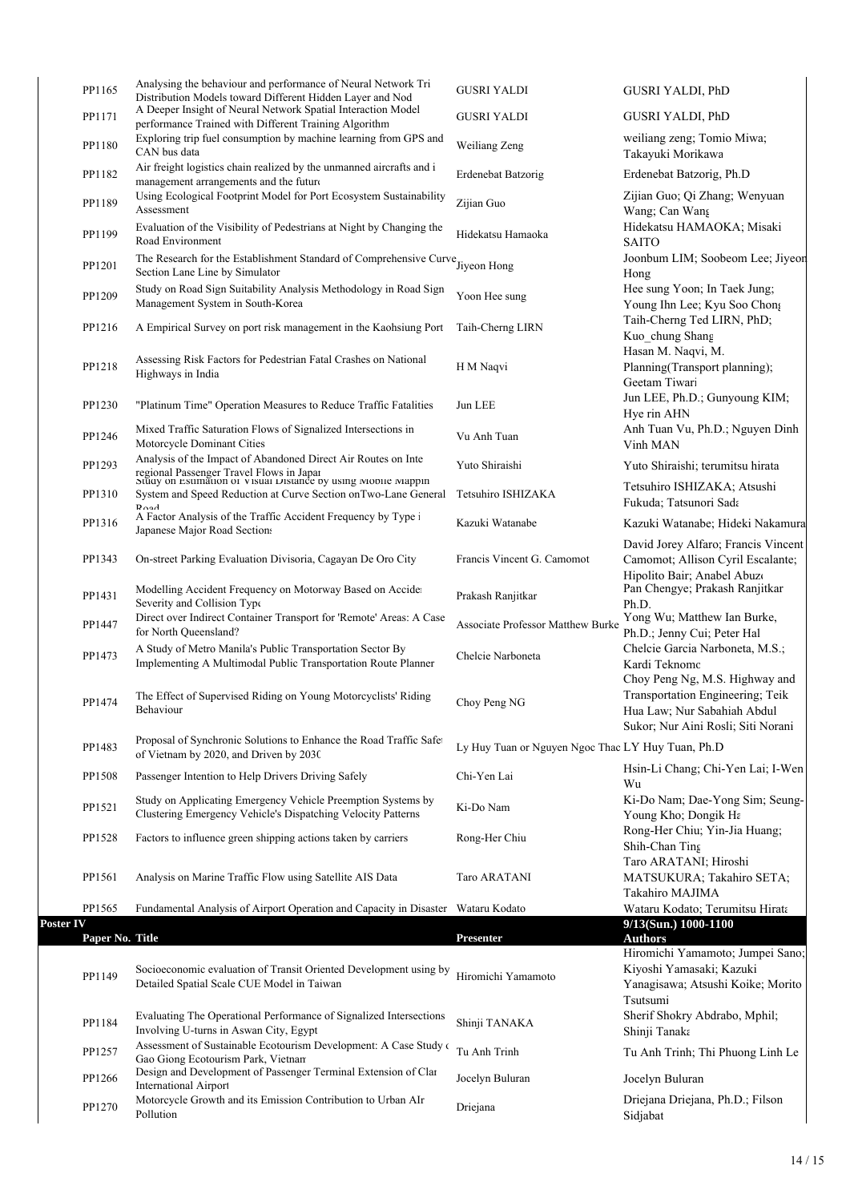| PP1165 | Analysing the behaviour and performance of Neural Network Tri Distribution Models toward Different Hidden Layer and Nod | GUSRI YALDI | GUSRI YALDI, PhD |
|---|---|---|---|
| PP1171 | A Deeper Insight of Neural Network Spatial Interaction Model performance Trained with Different Training Algorithm | GUSRI YALDI | GUSRI YALDI, PhD |
| PP1180 | Exploring trip fuel consumption by machine learning from GPS and CAN bus data | Weiliang Zeng | weiliang zeng; Tomio Miwa; Takayuki Morikawa |
| PP1182 | Air freight logistics chain realized by the unmanned aircrafts and i management arrangements and the futur | Erdenebat Batzorig | Erdenebat Batzorig, Ph.D |
| PP1189 | Using Ecological Footprint Model for Port Ecosystem Sustainability Assessment | Zijian Guo | Zijian Guo; Qi Zhang; Wenyuan Wang; Can Wang |
| PP1199 | Evaluation of the Visibility of Pedestrians at Night by Changing the Road Environment | Hidekatsu Hamaoka | Hidekatsu HAMAOKA; Misaki SAITO |
| PP1201 | The Research for the Establishment Standard of Comprehensive Curve Section Lane Line by Simulator | Jiyeon Hong | Joonbum LIM; Soobeom Lee; Jiyeon Hong |
| PP1209 | Study on Road Sign Suitability Analysis Methodology in Road Sign Management System in South-Korea | Yoon Hee sung | Hee sung Yoon; In Taek Jung; Young Ihn Lee; Kyu Soo Chong |
| PP1216 | A Empirical Survey on port risk management in the Kaohsiung Port | Taih-Cherng LIRN | Taih-Cherng Ted LIRN, PhD; Kuo_chung Shang |
| PP1218 | Assessing Risk Factors for Pedestrian Fatal Crashes on National Highways in India | H M Naqvi | Hasan M. Naqvi, M. Planning(Transport planning); Geetam Tiwari |
| PP1230 | "Platinum Time" Operation Measures to Reduce Traffic Fatalities | Jun LEE | Jun LEE, Ph.D.; Gunyoung KIM; Hye rin AHN |
| PP1246 | Mixed Traffic Saturation Flows of Signalized Intersections in Motorcycle Dominant Cities | Vu Anh Tuan | Anh Tuan Vu, Ph.D.; Nguyen Dinh Vinh MAN |
| PP1293 | Analysis of the Impact of Abandoned Direct Air Routes on Inte regional Passenger Travel Flows in Japan | Yuto Shiraishi | Yuto Shiraishi; terumitsu hirata |
| PP1310 | Study on Estimation of Visual Distance by using Mobile Mappin System and Speed Reduction at Curve Section onTwo-Lane General Road | Tetsuhiro ISHIZAKA | Tetsuhiro ISHIZAKA; Atsushi Fukuda; Tatsunori Sada |
| PP1316 | A Factor Analysis of the Traffic Accident Frequency by Type i Japanese Major Road Sections | Kazuki Watanabe | Kazuki Watanabe; Hideki Nakamura |
| PP1343 | On-street Parking Evaluation Divisoria, Cagayan De Oro City | Francis Vincent G. Camomot | David Jorey Alfaro; Francis Vincent Camomot; Allison Cyril Escalante; Hipolito Bair; Anabel Abuzo |
| PP1431 | Modelling Accident Frequency on Motorway Based on Accide Severity and Collision Type | Prakash Ranjitkar | Pan Chengye; Prakash Ranjitkar Ph.D. |
| PP1447 | Direct over Indirect Container Transport for 'Remote' Areas: A Case for North Queensland? | Associate Professor Matthew Burke | Yong Wu; Matthew Ian Burke, Ph.D.; Jenny Cui; Peter Hal |
| PP1473 | A Study of Metro Manila's Public Transportation Sector By Implementing A Multimodal Public Transportation Route Planner | Chelcie Narboneta | Chelcie Garcia Narboneta, M.S.; Kardi Teknomo |
| PP1474 | The Effect of Supervised Riding on Young Motorcyclists' Riding Behaviour | Choy Peng NG | Choy Peng Ng, M.S. Highway and Transportation Engineering; Teik Hua Law; Nur Sabahiah Abdul Sukor; Nur Aini Rosli; Siti Norani |
| PP1483 | Proposal of Synchronic Solutions to Enhance the Road Traffic Safe of Vietnam by 2020, and Driven by 2030 | Ly Huy Tuan or Nguyen Ngoc Thac | LY Huy Tuan, Ph.D |
| PP1508 | Passenger Intention to Help Drivers Driving Safely | Chi-Yen Lai | Hsin-Li Chang; Chi-Yen Lai; I-Wen Wu |
| PP1521 | Study on Applicating Emergency Vehicle Preemption Systems by Clustering Emergency Vehicle's Dispatching Velocity Patterns | Ki-Do Nam | Ki-Do Nam; Dae-Yong Sim; Seung-Young Kho; Dongik Ha |
| PP1528 | Factors to influence green shipping actions taken by carriers | Rong-Her Chiu | Rong-Her Chiu; Yin-Jia Huang; Shih-Chan Ting |
| PP1561 | Analysis on Marine Traffic Flow using Satellite AIS Data | Taro ARATANI | Taro ARATANI; Hiroshi MATSUKURA; Takahiro SETA; Takahiro MAJIMA |
| PP1565 | Fundamental Analysis of Airport Operation and Capacity in Disaster | Wataru Kodato | Wataru Kodato; Terumitsu Hirata |

**Poster IV** — 9/13(Sun.) 1000-1100

| Paper No. | Title | Presenter | Authors |
|---|---|---|---|
| PP1149 | Socioeconomic evaluation of Transit Oriented Development using by Detailed Spatial Scale CUE Model in Taiwan | Hiromichi Yamamoto | Hiromichi Yamamoto; Jumpei Sano; Kiyoshi Yamasaki; Kazuki Yanagisawa; Atsushi Koike; Morito Tsutsumi |
| PP1184 | Evaluating The Operational Performance of Signalized Intersections Involving U-turns in Aswan City, Egypt | Shinji TANAKA | Sherif Shokry Abdrabo, Mphil; Shinji Tanaka |
| PP1257 | Assessment of Sustainable Ecotourism Development: A Case Study of Gao Giong Ecotourism Park, Vietnam | Tu Anh Trinh | Tu Anh Trinh; Thi Phuong Linh Le |
| PP1266 | Design and Development of Passenger Terminal Extension of Clar International Airport | Jocelyn Buluran | Jocelyn Buluran |
| PP1270 | Motorcycle Growth and its Emission Contribution to Urban AIr Pollution | Driejana | Driejana Driejana, Ph.D.; Filson Sidjabat |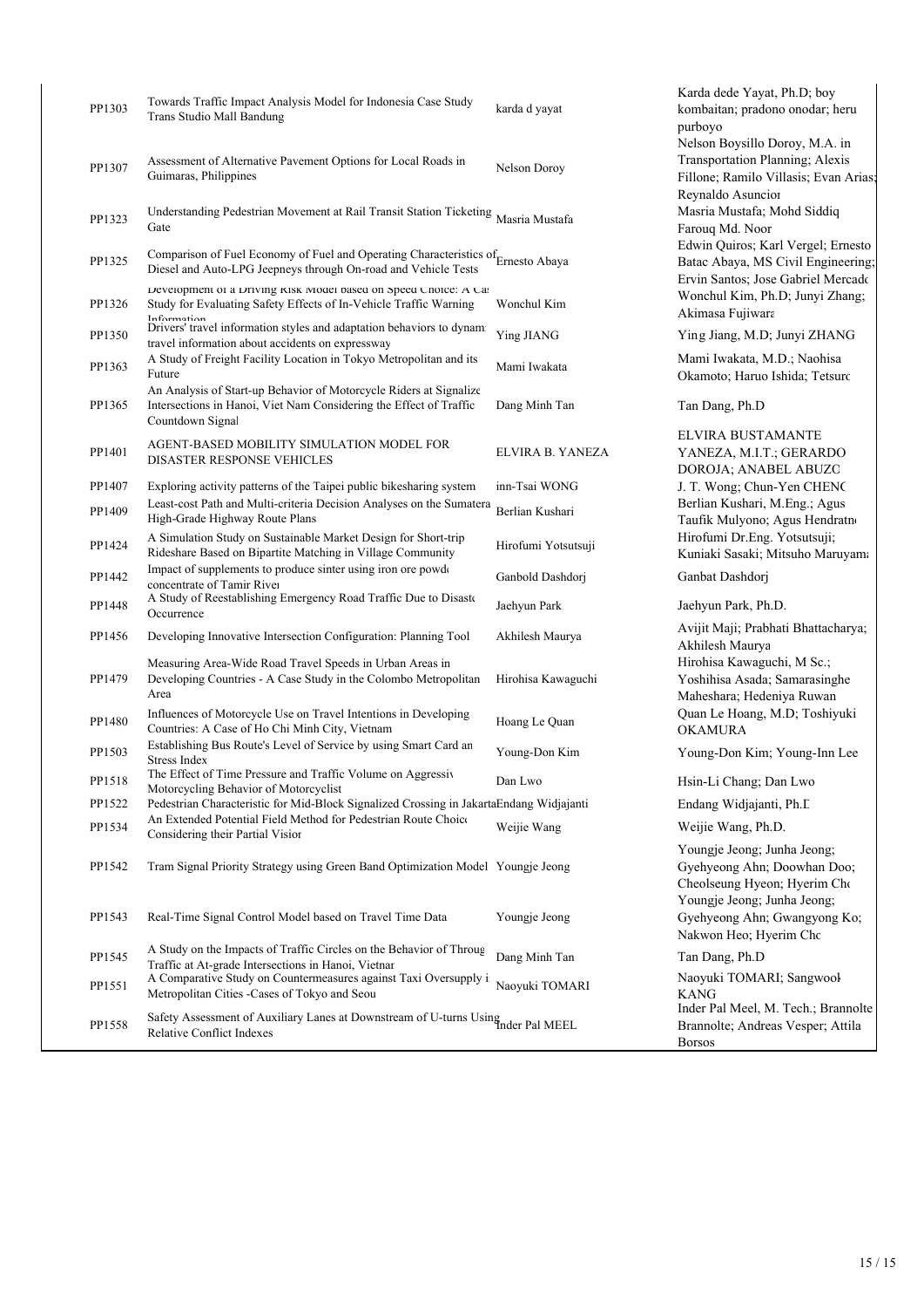| | | | |
|---|---|---|---|
| PP1303 | Towards Traffic Impact Analysis Model for Indonesia Case Study Trans Studio Mall Bandung | karda d yayat | Karda dede Yayat, Ph.D; boy kombaitan; pradono onodar; heru purboyo |
| PP1307 | Assessment of Alternative Pavement Options for Local Roads in Guimaras, Philippines | Nelson Doroy | Nelson Boysillo Doroy, M.A. in Transportation Planning; Alexis Fillone; Ramilo Villasis; Evan Arias; Reynaldo Asuncior |
| PP1323 | Understanding Pedestrian Movement at Rail Transit Station Ticketing Gate | Masria Mustafa | Masria Mustafa; Mohd Siddiq Farouq Md. Noor |
| PP1325 | Comparison of Fuel Economy of Fuel and Operating Characteristics of Diesel and Auto-LPG Jeepneys through On-road and Vehicle Tests | Ernesto Abaya | Edwin Quiros; Karl Vergel; Ernesto Batac Abaya, MS Civil Engineering; Ervin Santos; Jose Gabriel Mercadc |
| PP1326 | Development of a Driving Risk Model based on Speed Choice: A Ca: Study for Evaluating Safety Effects of In-Vehicle Traffic Warning Information | Wonchul Kim | Wonchul Kim, Ph.D; Junyi Zhang; Akimasa Fujiwara |
| PP1350 | Drivers' travel information styles and adaptation behaviors to dynam travel information about accidents on expressway | Ying JIANG | Ying Jiang, M.D; Junyi ZHANG |
| PP1363 | A Study of Freight Facility Location in Tokyo Metropolitan and its Future | Mami Iwakata | Mami Iwakata, M.D.; Naohisa Okamoto; Haruo Ishida; Tetsurc |
| PP1365 | An Analysis of Start-up Behavior of Motorcycle Riders at Signalize Intersections in Hanoi, Viet Nam Considering the Effect of Traffic Countdown Signal | Dang Minh Tan | Tan Dang, Ph.D |
| PP1401 | AGENT-BASED MOBILITY SIMULATION MODEL FOR DISASTER RESPONSE VEHICLES | ELVIRA B. YANEZA | ELVIRA BUSTAMANTE YANEZA, M.I.T.; GERARDO DOROJA; ANABEL ABUZC |
| PP1407 | Exploring activity patterns of the Taipei public bikesharing system | inn-Tsai WONG | J. T. Wong; Chun-Yen CHENC |
| PP1409 | Least-cost Path and Multi-criteria Decision Analyses on the Sumatera High-Grade Highway Route Plans | Berlian Kushari | Berlian Kushari, M.Eng.; Agus Taufik Mulyono; Agus Hendratn |
| PP1424 | A Simulation Study on Sustainable Market Design for Short-trip Rideshare Based on Bipartite Matching in Village Community | Hirofumi Yotsutsuji | Hirofumi Dr.Eng. Yotsutsuji; Kuniaki Sasaki; Mitsuho Maruyam |
| PP1442 | Impact of supplements to produce sinter using iron ore powd concentrate of Tamir River | Ganbold Dashdorj | Ganbat Dashdorj |
| PP1448 | A Study of Reestablishing Emergency Road Traffic Due to Disast Occurrence | Jaehyun Park | Jaehyun Park, Ph.D. |
| PP1456 | Developing Innovative Intersection Configuration: Planning Tool | Akhilesh Maurya | Avijit Maji; Prabhati Bhattacharya; Akhilesh Maurya |
| PP1479 | Measuring Area-Wide Road Travel Speeds in Urban Areas in Developing Countries - A Case Study in the Colombo Metropolitan Area | Hirohisa Kawaguchi | Hirohisa Kawaguchi, M Sc.; Yoshihisa Asada; Samarasinghe Maheshara; Hedeniya Ruwan |
| PP1480 | Influences of Motorcycle Use on Travel Intentions in Developing Countries: A Case of Ho Chi Minh City, Vietnam | Hoang Le Quan | Quan Le Hoang, M.D; Toshiyuki OKAMURA |
| PP1503 | Establishing Bus Route's Level of Service by using Smart Card an Stress Index | Young-Don Kim | Young-Don Kim; Young-Inn Lee |
| PP1518 | The Effect of Time Pressure and Traffic Volume on Aggressiv Motorcycling Behavior of Motorcyclist | Dan Lwo | Hsin-Li Chang; Dan Lwo |
| PP1522 | Pedestrian Characteristic for Mid-Block Signalized Crossing in Jakarta | Endang Widjajanti | Endang Widjajanti, Ph.D |
| PP1534 | An Extended Potential Field Method for Pedestrian Route Choice Considering their Partial Vision | Weijie Wang | Weijie Wang, Ph.D. |
| PP1542 | Tram Signal Priority Strategy using Green Band Optimization Model | Youngje Jeong | Youngje Jeong; Junha Jeong; Gyehyeong Ahn; Doowhan Doo; Cheolseung Hyeon; Hyerim Chc |
| PP1543 | Real-Time Signal Control Model based on Travel Time Data | Youngje Jeong | Youngje Jeong; Junha Jeong; Gyehyeong Ahn; Gwangyong Ko; Nakwon Heo; Hyerim Chc |
| PP1545 | A Study on the Impacts of Traffic Circles on the Behavior of Throug Traffic at At-grade Intersections in Hanoi, Vietnam | Dang Minh Tan | Tan Dang, Ph.D |
| PP1551 | A Comparative Study on Countermeasures against Taxi Oversupply i Metropolitan Cities -Cases of Tokyo and Seou | Naoyuki TOMARI | Naoyuki TOMARI; Sangwook KANG |
| PP1558 | Safety Assessment of Auxiliary Lanes at Downstream of U-turns Using Relative Conflict Indexes | Inder Pal MEEL | Inder Pal Meel, M. Tech.; Brannolte Brannolte; Andreas Vesper; Attila Borsos |